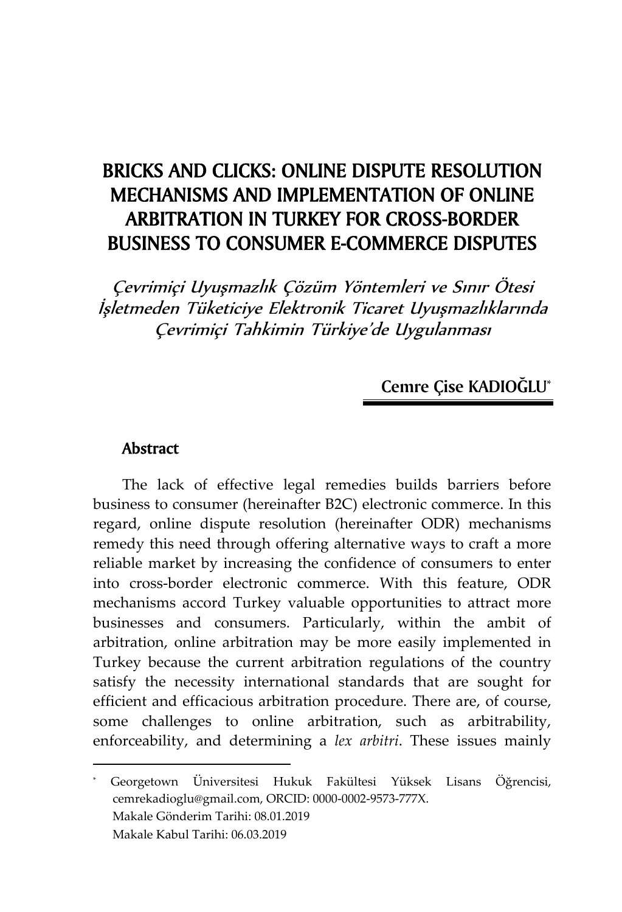# BRICKS AND CLICKS: ONLINE DISPUTE RESOLUTION MECHANISMS AND IMPLEMENTATION OF ONLINE ARBITRATION IN TURKEY FOR CROSS-BORDER BUSINESS TO CONSUMER E-COMMERCE DISPUTES

*Çevrimiçi Uyuşmazlık Çözüm Yöntemleri ve Sınır Ötesi İşletmeden Tüketiciye Elektronik Ticaret Uyuşmazlıklarında Çevrimiçi Tahkimin Türkiye'de Uygulanması*

**Cemre Çise KADIOĞLU***

## Abstract

The lack of effective legal remedies builds barriers before business to consumer (hereinafter B2C) electronic commerce. In this regard, online dispute resolution (hereinafter ODR) mechanisms remedy this need through offering alternative ways to craft a more reliable market by increasing the confidence of consumers to enter into cross-border electronic commerce. With this feature, ODR mechanisms accord Turkey valuable opportunities to attract more businesses and consumers. Particularly, within the ambit of arbitration, online arbitration may be more easily implemented in Turkey because the current arbitration regulations of the country satisfy the necessity international standards that are sought for efficient and efficacious arbitration procedure. There are, of course, some challenges to online arbitration, such as arbitrability, enforceability, and determining a *lex arbitri*. These issues mainly

---

\* Georgetown Üniversitesi Hukuk Fakültesi Yüksek Lisans Öğrencisi, cemrekadioglu@gmail.com, ORCID: 0000-0002-9573-777X.
Makale Gönderim Tarihi: 08.01.2019
Makale Kabul Tarihi: 06.03.2019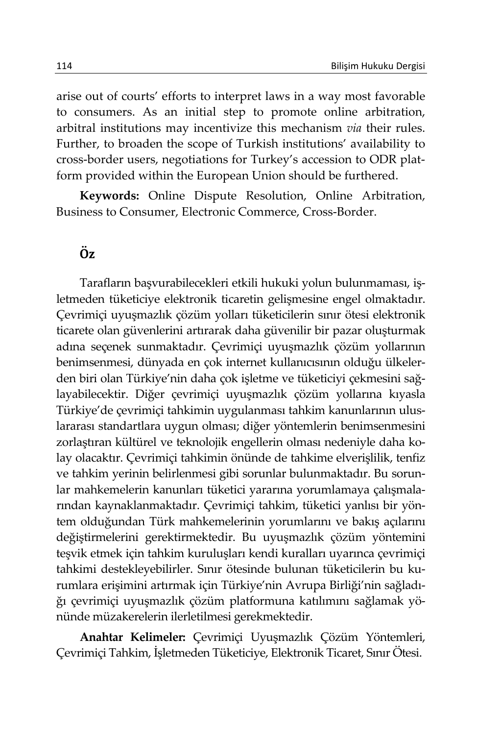arise out of courts' efforts to interpret laws in a way most favorable to consumers. As an initial step to promote online arbitration, arbitral institutions may incentivize this mechanism *via* their rules. Further, to broaden the scope of Turkish institutions' availability to cross-border users, negotiations for Turkey's accession to ODR platform provided within the European Union should be furthered.

**Keywords:** Online Dispute Resolution, Online Arbitration, Business to Consumer, Electronic Commerce, Cross-Border.

## Öz

Tarafların başvurabilecekleri etkili hukuki yolun bulunmaması, işletmeden tüketiciye elektronik ticaretin gelişmesine engel olmaktadır. Çevrimiçi uyuşmazlık çözüm yolları tüketicilerin sınır ötesi elektronik ticarete olan güvenlerini artırarak daha güvenilir bir pazar oluşturmak adına seçenek sunmaktadır. Çevrimiçi uyuşmazlık çözüm yollarının benimsenmesi, dünyada en çok internet kullanıcısının olduğu ülkelerden biri olan Türkiye'nin daha çok işletme ve tüketiciyi çekmesini sağlayabilecektir. Diğer çevrimiçi uyuşmazlık çözüm yollarına kıyasla Türkiye'de çevrimiçi tahkimin uygulanması tahkim kanunlarının uluslararası standartlara uygun olması; diğer yöntemlerin benimsenmesini zorlaştıran kültürel ve teknolojik engellerin olması nedeniyle daha kolay olacaktır. Çevrimiçi tahkimin önünde de tahkime elverişlilik, tenfiz ve tahkim yerinin belirlenmesi gibi sorunlar bulunmaktadır. Bu sorunlar mahkemelerin kanunları tüketici yararına yorumlamaya çalışmalarından kaynaklanmaktadır. Çevrimiçi tahkim, tüketici yanlısı bir yöntem olduğundan Türk mahkemelerinin yorumlarını ve bakış açılarını değiştirmelerini gerektirmektedir. Bu uyuşmazlık çözüm yöntemini teşvik etmek için tahkim kuruluşları kendi kuralları uyarınca çevrimiçi tahkimi destekleyebilirler. Sınır ötesinde bulunan tüketicilerin bu kurumlara erişimini artırmak için Türkiye'nin Avrupa Birliği'nin sağladığı çevrimiçi uyuşmazlık çözüm platformuna katılımını sağlamak yönünde müzakerelerin ilerletilmesi gerekmektedir.

**Anahtar Kelimeler:** Çevrimiçi Uyuşmazlık Çözüm Yöntemleri, Çevrimiçi Tahkim, İşletmeden Tüketiciye, Elektronik Ticaret, Sınır Ötesi.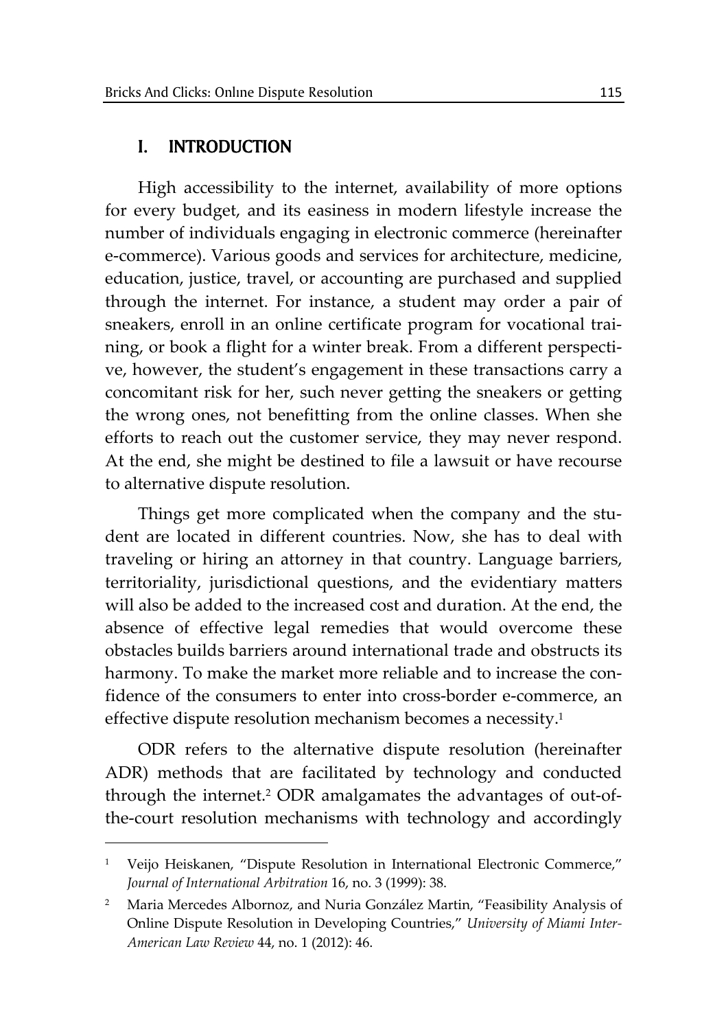## I. INTRODUCTION

High accessibility to the internet, availability of more options for every budget, and its easiness in modern lifestyle increase the number of individuals engaging in electronic commerce (hereinafter e-commerce). Various goods and services for architecture, medicine, education, justice, travel, or accounting are purchased and supplied through the internet. For instance, a student may order a pair of sneakers, enroll in an online certificate program for vocational training, or book a flight for a winter break. From a different perspective, however, the student's engagement in these transactions carry a concomitant risk for her, such never getting the sneakers or getting the wrong ones, not benefitting from the online classes. When she efforts to reach out the customer service, they may never respond. At the end, she might be destined to file a lawsuit or have recourse to alternative dispute resolution.

Things get more complicated when the company and the student are located in different countries. Now, she has to deal with traveling or hiring an attorney in that country. Language barriers, territoriality, jurisdictional questions, and the evidentiary matters will also be added to the increased cost and duration. At the end, the absence of effective legal remedies that would overcome these obstacles builds barriers around international trade and obstructs its harmony. To make the market more reliable and to increase the confidence of the consumers to enter into cross-border e-commerce, an effective dispute resolution mechanism becomes a necessity.[1]

ODR refers to the alternative dispute resolution (hereinafter ADR) methods that are facilitated by technology and conducted through the internet.[2] ODR amalgamates the advantages of out-of-the-court resolution mechanisms with technology and accordingly

---

[1] Veijo Heiskanen, "Dispute Resolution in International Electronic Commerce," *Journal of International Arbitration* 16, no. 3 (1999): 38.

[2] Maria Mercedes Albornoz, and Nuria González Martin, "Feasibility Analysis of Online Dispute Resolution in Developing Countries," *University of Miami Inter-American Law Review* 44, no. 1 (2012): 46.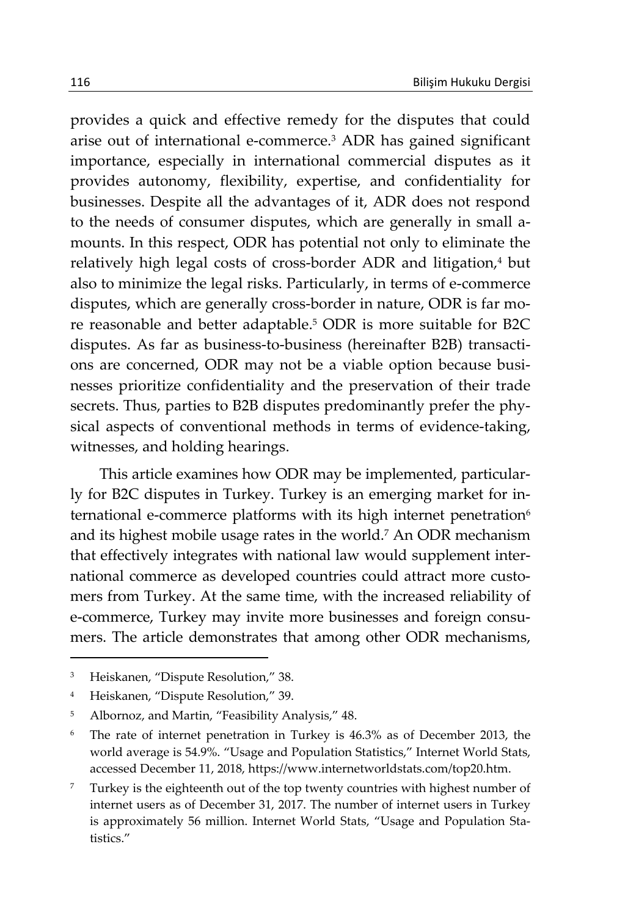provides a quick and effective remedy for the disputes that could arise out of international e-commerce.[3] ADR has gained significant importance, especially in international commercial disputes as it provides autonomy, flexibility, expertise, and confidentiality for businesses. Despite all the advantages of it, ADR does not respond to the needs of consumer disputes, which are generally in small amounts. In this respect, ODR has potential not only to eliminate the relatively high legal costs of cross-border ADR and litigation,[4] but also to minimize the legal risks. Particularly, in terms of e-commerce disputes, which are generally cross-border in nature, ODR is far more reasonable and better adaptable.[5] ODR is more suitable for B2C disputes. As far as business-to-business (hereinafter B2B) transactions are concerned, ODR may not be a viable option because businesses prioritize confidentiality and the preservation of their trade secrets. Thus, parties to B2B disputes predominantly prefer the physical aspects of conventional methods in terms of evidence-taking, witnesses, and holding hearings.

This article examines how ODR may be implemented, particularly for B2C disputes in Turkey. Turkey is an emerging market for international e-commerce platforms with its high internet penetration[6] and its highest mobile usage rates in the world.[7] An ODR mechanism that effectively integrates with national law would supplement international commerce as developed countries could attract more customers from Turkey. At the same time, with the increased reliability of e-commerce, Turkey may invite more businesses and foreign consumers. The article demonstrates that among other ODR mechanisms,

---

[3] Heiskanen, "Dispute Resolution," 38.

[4] Heiskanen, "Dispute Resolution," 39.

[5] Albornoz, and Martin, "Feasibility Analysis," 48.

[6] The rate of internet penetration in Turkey is 46.3% as of December 2013, the world average is 54.9%. "Usage and Population Statistics," Internet World Stats, accessed December 11, 2018, https://www.internetworldstats.com/top20.htm.

[7] Turkey is the eighteenth out of the top twenty countries with highest number of internet users as of December 31, 2017. The number of internet users in Turkey is approximately 56 million. Internet World Stats, "Usage and Population Statistics."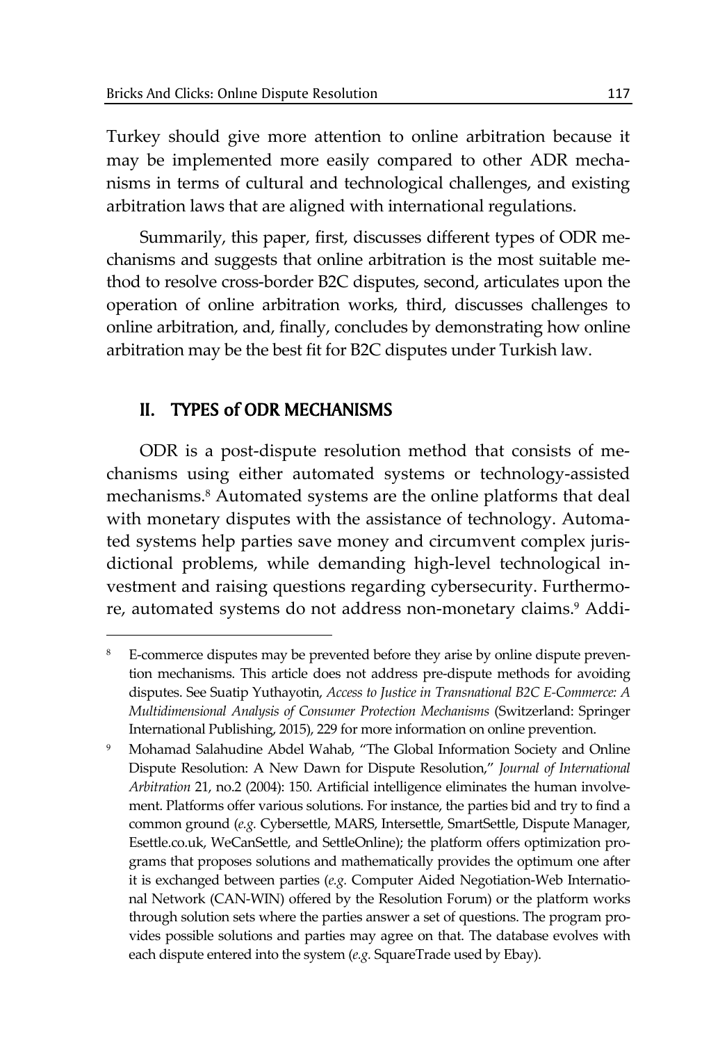Turkey should give more attention to online arbitration because it may be implemented more easily compared to other ADR mechanisms in terms of cultural and technological challenges, and existing arbitration laws that are aligned with international regulations.

Summarily, this paper, first, discusses different types of ODR mechanisms and suggests that online arbitration is the most suitable method to resolve cross-border B2C disputes, second, articulates upon the operation of online arbitration works, third, discusses challenges to online arbitration, and, finally, concludes by demonstrating how online arbitration may be the best fit for B2C disputes under Turkish law.

## II. TYPES of ODR MECHANISMS

ODR is a post-dispute resolution method that consists of mechanisms using either automated systems or technology-assisted mechanisms.[8] Automated systems are the online platforms that deal with monetary disputes with the assistance of technology. Automated systems help parties save money and circumvent complex jurisdictional problems, while demanding high-level technological investment and raising questions regarding cybersecurity. Furthermore, automated systems do not address non-monetary claims.[9] Addi-

---

[8] E-commerce disputes may be prevented before they arise by online dispute prevention mechanisms. This article does not address pre-dispute methods for avoiding disputes. See Suatip Yuthayotin, *Access to Justice in Transnational B2C E-Commerce: A Multidimensional Analysis of Consumer Protection Mechanisms* (Switzerland: Springer International Publishing, 2015), 229 for more information on online prevention.

[9] Mohamad Salahudine Abdel Wahab, "The Global Information Society and Online Dispute Resolution: A New Dawn for Dispute Resolution," *Journal of International Arbitration* 21, no.2 (2004): 150. Artificial intelligence eliminates the human involvement. Platforms offer various solutions. For instance, the parties bid and try to find a common ground (*e.g.* Cybersettle, MARS, Intersettle, SmartSettle, Dispute Manager, Esettle.co.uk, WeCanSettle, and SettleOnline); the platform offers optimization programs that proposes solutions and mathematically provides the optimum one after it is exchanged between parties (*e.g.* Computer Aided Negotiation-Web International Network (CAN-WIN) offered by the Resolution Forum) or the platform works through solution sets where the parties answer a set of questions. The program provides possible solutions and parties may agree on that. The database evolves with each dispute entered into the system (*e.g.* SquareTrade used by Ebay).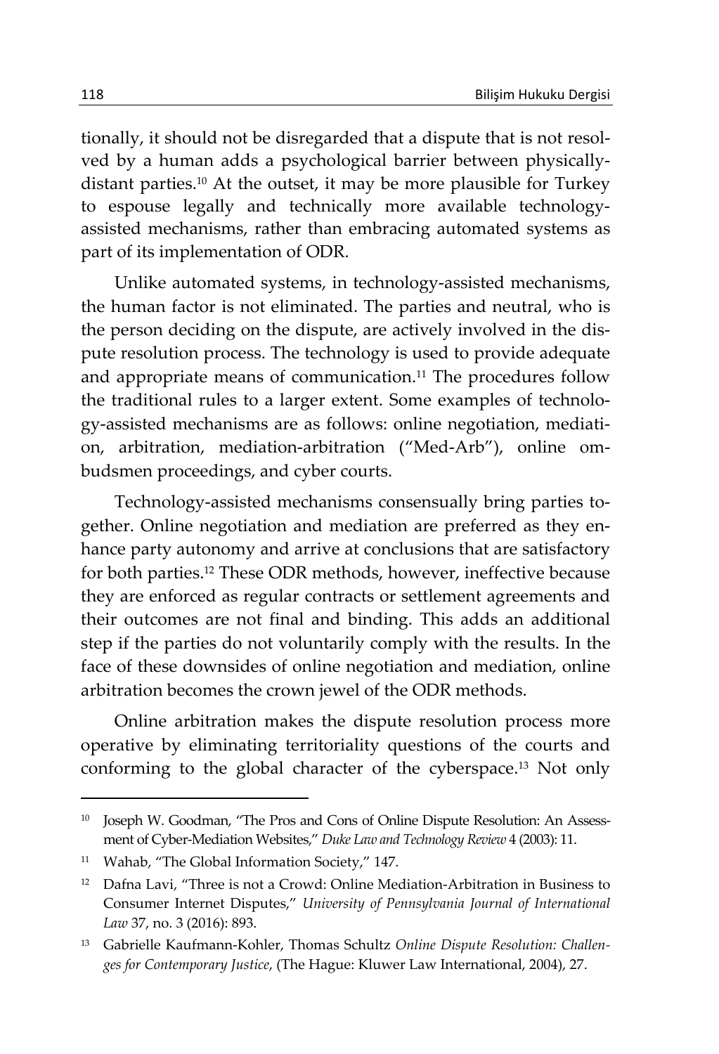tionally, it should not be disregarded that a dispute that is not resolved by a human adds a psychological barrier between physically-distant parties.[10] At the outset, it may be more plausible for Turkey to espouse legally and technically more available technology-assisted mechanisms, rather than embracing automated systems as part of its implementation of ODR.

Unlike automated systems, in technology-assisted mechanisms, the human factor is not eliminated. The parties and neutral, who is the person deciding on the dispute, are actively involved in the dispute resolution process. The technology is used to provide adequate and appropriate means of communication.[11] The procedures follow the traditional rules to a larger extent. Some examples of technology-assisted mechanisms are as follows: online negotiation, mediation, arbitration, mediation-arbitration ("Med-Arb"), online ombudsmen proceedings, and cyber courts.

Technology-assisted mechanisms consensually bring parties together. Online negotiation and mediation are preferred as they enhance party autonomy and arrive at conclusions that are satisfactory for both parties.[12] These ODR methods, however, ineffective because they are enforced as regular contracts or settlement agreements and their outcomes are not final and binding. This adds an additional step if the parties do not voluntarily comply with the results. In the face of these downsides of online negotiation and mediation, online arbitration becomes the crown jewel of the ODR methods.

Online arbitration makes the dispute resolution process more operative by eliminating territoriality questions of the courts and conforming to the global character of the cyberspace.[13] Not only

---

[10] Joseph W. Goodman, "The Pros and Cons of Online Dispute Resolution: An Assessment of Cyber-Mediation Websites," *Duke Law and Technology Review* 4 (2003): 11.

[11] Wahab, "The Global Information Society," 147.

[12] Dafna Lavi, "Three is not a Crowd: Online Mediation-Arbitration in Business to Consumer Internet Disputes," *University of Pennsylvania Journal of International Law* 37, no. 3 (2016): 893.

[13] Gabrielle Kaufmann-Kohler, Thomas Schultz *Online Dispute Resolution: Challenges for Contemporary Justice*, (The Hague: Kluwer Law International, 2004), 27.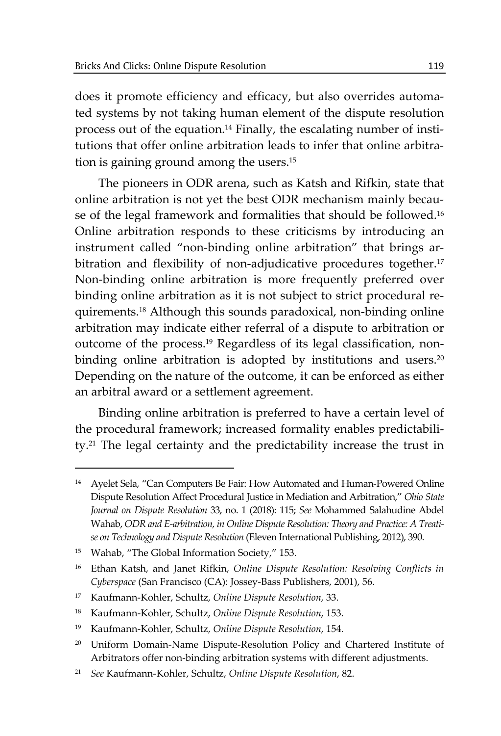does it promote efficiency and efficacy, but also overrides automated systems by not taking human element of the dispute resolution process out of the equation.[14] Finally, the escalating number of institutions that offer online arbitration leads to infer that online arbitration is gaining ground among the users.[15]

The pioneers in ODR arena, such as Katsh and Rifkin, state that online arbitration is not yet the best ODR mechanism mainly because of the legal framework and formalities that should be followed.[16] Online arbitration responds to these criticisms by introducing an instrument called "non-binding online arbitration" that brings arbitration and flexibility of non-adjudicative procedures together.[17] Non-binding online arbitration is more frequently preferred over binding online arbitration as it is not subject to strict procedural requirements.[18] Although this sounds paradoxical, non-binding online arbitration may indicate either referral of a dispute to arbitration or outcome of the process.[19] Regardless of its legal classification, non-binding online arbitration is adopted by institutions and users.[20] Depending on the nature of the outcome, it can be enforced as either an arbitral award or a settlement agreement.

Binding online arbitration is preferred to have a certain level of the procedural framework; increased formality enables predictability.[21] The legal certainty and the predictability increase the trust in

---

[14] Ayelet Sela, "Can Computers Be Fair: How Automated and Human-Powered Online Dispute Resolution Affect Procedural Justice in Mediation and Arbitration," *Ohio State Journal on Dispute Resolution* 33, no. 1 (2018): 115; *See* Mohammed Salahudine Abdel Wahab, *ODR and E-arbitration, in Online Dispute Resolution: Theory and Practice: A Treatise on Technology and Dispute Resolution* (Eleven International Publishing, 2012), 390.

[15] Wahab, "The Global Information Society," 153.

[16] Ethan Katsh, and Janet Rifkin, *Online Dispute Resolution: Resolving Conflicts in Cyberspace* (San Francisco (CA): Jossey-Bass Publishers, 2001), 56.

[17] Kaufmann-Kohler, Schultz, *Online Dispute Resolution*, 33.

[18] Kaufmann-Kohler, Schultz, *Online Dispute Resolution*, 153.

[19] Kaufmann-Kohler, Schultz, *Online Dispute Resolution*, 154.

[20] Uniform Domain-Name Dispute-Resolution Policy and Chartered Institute of Arbitrators offer non-binding arbitration systems with different adjustments.

[21] *See* Kaufmann-Kohler, Schultz, *Online Dispute Resolution*, 82.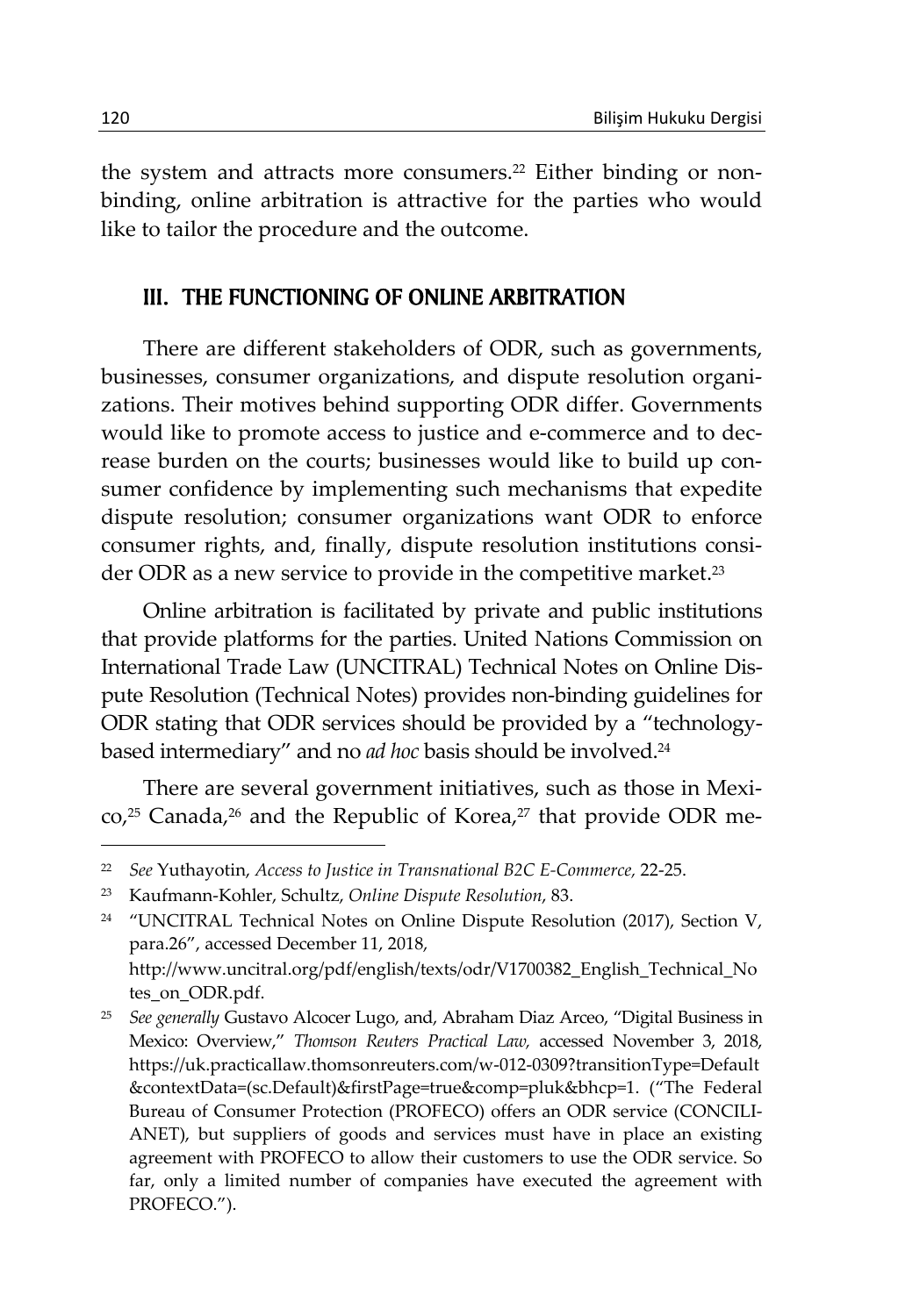the system and attracts more consumers.[22] Either binding or non-binding, online arbitration is attractive for the parties who would like to tailor the procedure and the outcome.

## III. THE FUNCTIONING OF ONLINE ARBITRATION

There are different stakeholders of ODR, such as governments, businesses, consumer organizations, and dispute resolution organizations. Their motives behind supporting ODR differ. Governments would like to promote access to justice and e-commerce and to decrease burden on the courts; businesses would like to build up consumer confidence by implementing such mechanisms that expedite dispute resolution; consumer organizations want ODR to enforce consumer rights, and, finally, dispute resolution institutions consider ODR as a new service to provide in the competitive market.[23]

Online arbitration is facilitated by private and public institutions that provide platforms for the parties. United Nations Commission on International Trade Law (UNCITRAL) Technical Notes on Online Dispute Resolution (Technical Notes) provides non-binding guidelines for ODR stating that ODR services should be provided by a "technology-based intermediary" and no *ad hoc* basis should be involved.[24]

There are several government initiatives, such as those in Mexico,[25] Canada,[26] and the Republic of Korea,[27] that provide ODR me-

---

[22] *See* Yuthayotin, *Access to Justice in Transnational B2C E-Commerce,* 22-25.

[23] Kaufmann-Kohler, Schultz, *Online Dispute Resolution*, 83.

[24] "UNCITRAL Technical Notes on Online Dispute Resolution (2017), Section V, para.26", accessed December 11, 2018, http://www.uncitral.org/pdf/english/texts/odr/V1700382_English_Technical_Notes_on_ODR.pdf.

[25] *See generally* Gustavo Alcocer Lugo, and, Abraham Diaz Arceo, "Digital Business in Mexico: Overview," *Thomson Reuters Practical Law,* accessed November 3, 2018, https://uk.practicallaw.thomsonreuters.com/w-012-0309?transitionType=Default&contextData=(sc.Default)&firstPage=true&comp=pluk&bhcp=1. ("The Federal Bureau of Consumer Protection (PROFECO) offers an ODR service (CONCILIANET), but suppliers of goods and services must have in place an existing agreement with PROFECO to allow their customers to use the ODR service. So far, only a limited number of companies have executed the agreement with PROFECO.").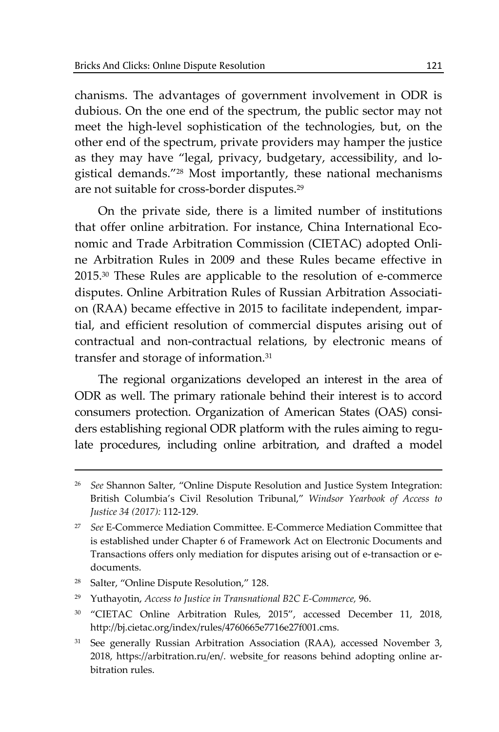chanisms. The advantages of government involvement in ODR is dubious. On the one end of the spectrum, the public sector may not meet the high-level sophistication of the technologies, but, on the other end of the spectrum, private providers may hamper the justice as they may have "legal, privacy, budgetary, accessibility, and logistical demands."[28] Most importantly, these national mechanisms are not suitable for cross-border disputes.[29]

On the private side, there is a limited number of institutions that offer online arbitration. For instance, China International Economic and Trade Arbitration Commission (CIETAC) adopted Online Arbitration Rules in 2009 and these Rules became effective in 2015.[30] These Rules are applicable to the resolution of e-commerce disputes. Online Arbitration Rules of Russian Arbitration Association (RAA) became effective in 2015 to facilitate independent, impartial, and efficient resolution of commercial disputes arising out of contractual and non-contractual relations, by electronic means of transfer and storage of information.[31]

The regional organizations developed an interest in the area of ODR as well. The primary rationale behind their interest is to accord consumers protection. Organization of American States (OAS) considers establishing regional ODR platform with the rules aiming to regulate procedures, including online arbitration, and drafted a model

---

[26] *See* Shannon Salter, "Online Dispute Resolution and Justice System Integration: British Columbia's Civil Resolution Tribunal," *Windsor Yearbook of Access to Justice 34 (2017):* 112-129.

[27] *See* E-Commerce Mediation Committee. E-Commerce Mediation Committee that is established under Chapter 6 of Framework Act on Electronic Documents and Transactions offers only mediation for disputes arising out of e-transaction or e-documents.

[28] Salter, "Online Dispute Resolution," 128.

[29] Yuthayotin, *Access to Justice in Transnational B2C E-Commerce,* 96.

[30] "CIETAC Online Arbitration Rules, 2015", accessed December 11, 2018, http://bj.cietac.org/index/rules/4760665e7716e27f001.cms.

[31] See generally Russian Arbitration Association (RAA), accessed November 3, 2018, https://arbitration.ru/en/. website_for reasons behind adopting online arbitration rules.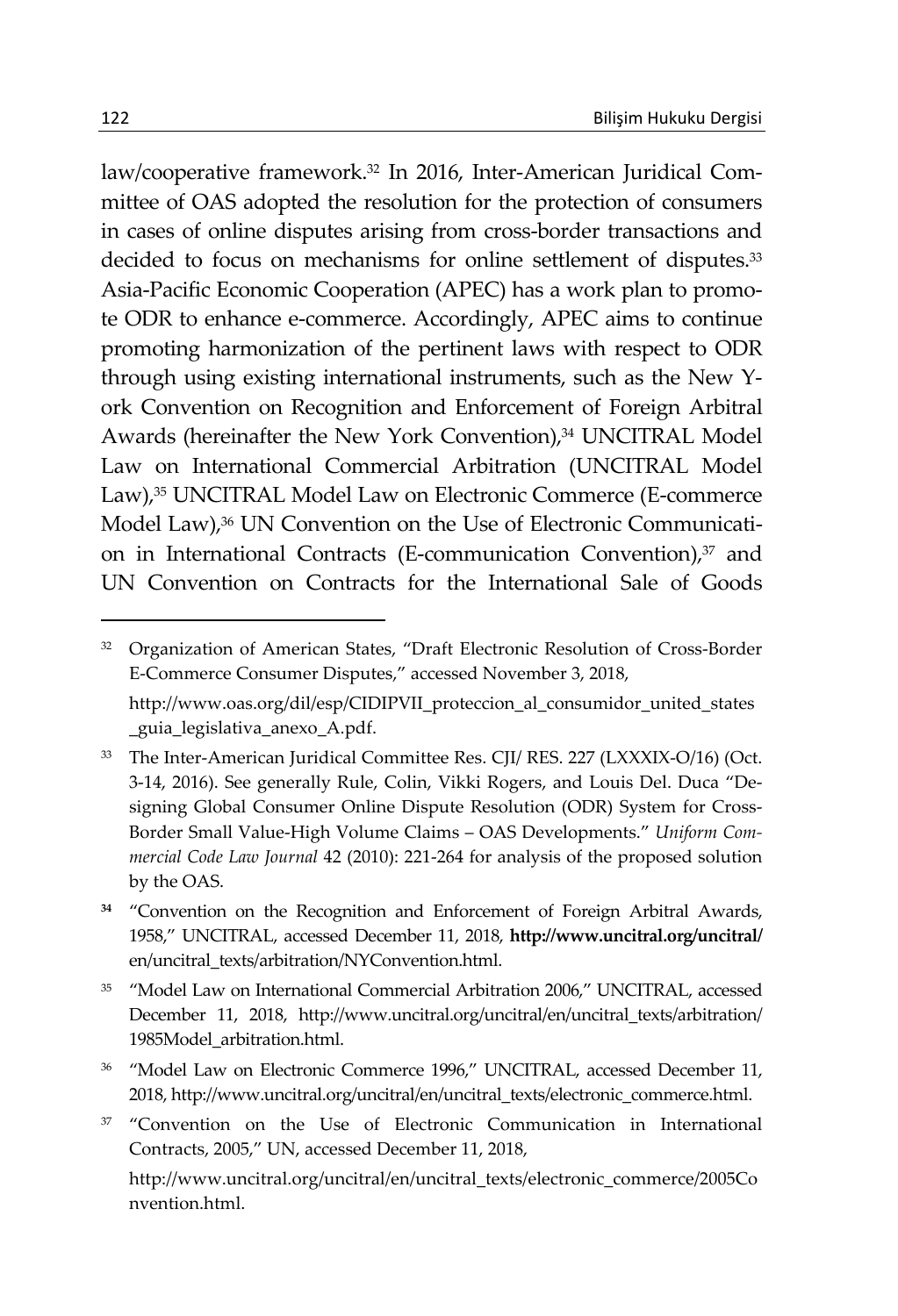law/cooperative framework.[32] In 2016, Inter-American Juridical Committee of OAS adopted the resolution for the protection of consumers in cases of online disputes arising from cross-border transactions and decided to focus on mechanisms for online settlement of disputes.[33] Asia-Pacific Economic Cooperation (APEC) has a work plan to promote ODR to enhance e-commerce. Accordingly, APEC aims to continue promoting harmonization of the pertinent laws with respect to ODR through using existing international instruments, such as the New York Convention on Recognition and Enforcement of Foreign Arbitral Awards (hereinafter the New York Convention),[34] UNCITRAL Model Law on International Commercial Arbitration (UNCITRAL Model Law),[35] UNCITRAL Model Law on Electronic Commerce (E-commerce Model Law),[36] UN Convention on the Use of Electronic Communication in International Contracts (E-communication Convention),[37] and UN Convention on Contracts for the International Sale of Goods

---

[32] Organization of American States, "Draft Electronic Resolution of Cross-Border E-Commerce Consumer Disputes," accessed November 3, 2018, http://www.oas.org/dil/esp/CIDIPVII_proteccion_al_consumidor_united_states_guia_legislativa_anexo_A.pdf.

[33] The Inter-American Juridical Committee Res. CJI/ RES. 227 (LXXXIX-O/16) (Oct. 3-14, 2016). See generally Rule, Colin, Vikki Rogers, and Louis Del. Duca "Designing Global Consumer Online Dispute Resolution (ODR) System for Cross-Border Small Value-High Volume Claims – OAS Developments." *Uniform Commercial Code Law Journal* 42 (2010): 221-264 for analysis of the proposed solution by the OAS.

[34] "Convention on the Recognition and Enforcement of Foreign Arbitral Awards, 1958," UNCITRAL, accessed December 11, 2018, **http://www.uncitral.org/uncitral/** en/uncitral_texts/arbitration/NYConvention.html.

[35] "Model Law on International Commercial Arbitration 2006," UNCITRAL, accessed December 11, 2018, http://www.uncitral.org/uncitral/en/uncitral_texts/arbitration/1985Model_arbitration.html.

[36] "Model Law on Electronic Commerce 1996," UNCITRAL, accessed December 11, 2018, http://www.uncitral.org/uncitral/en/uncitral_texts/electronic_commerce.html.

[37] "Convention on the Use of Electronic Communication in International Contracts, 2005," UN, accessed December 11, 2018, http://www.uncitral.org/uncitral/en/uncitral_texts/electronic_commerce/2005Convention.html.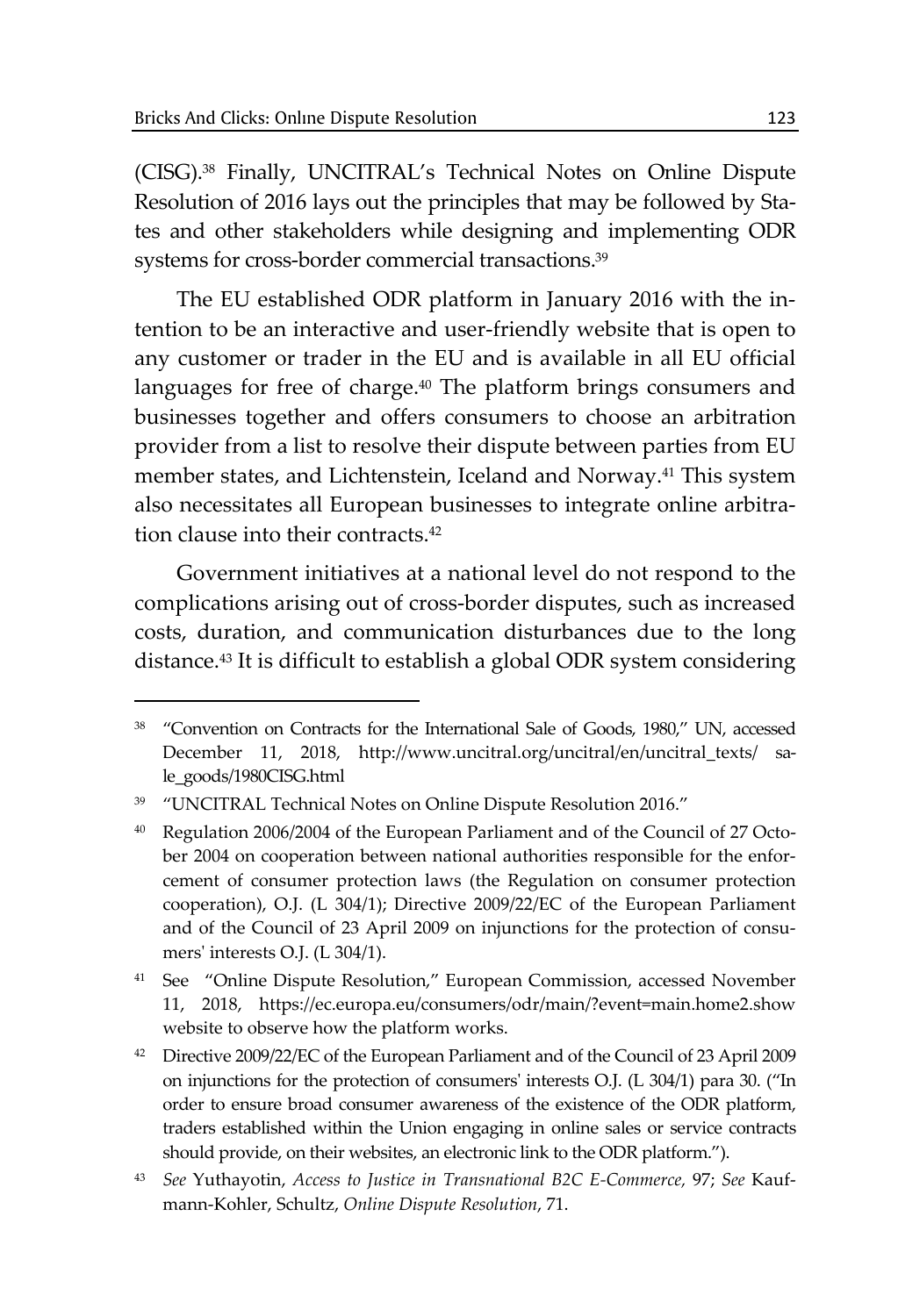(CISG).[38] Finally, UNCITRAL's Technical Notes on Online Dispute Resolution of 2016 lays out the principles that may be followed by States and other stakeholders while designing and implementing ODR systems for cross-border commercial transactions.[39]

The EU established ODR platform in January 2016 with the intention to be an interactive and user-friendly website that is open to any customer or trader in the EU and is available in all EU official languages for free of charge.[40] The platform brings consumers and businesses together and offers consumers to choose an arbitration provider from a list to resolve their dispute between parties from EU member states, and Lichtenstein, Iceland and Norway.[41] This system also necessitates all European businesses to integrate online arbitration clause into their contracts.[42]

Government initiatives at a national level do not respond to the complications arising out of cross-border disputes, such as increased costs, duration, and communication disturbances due to the long distance.[43] It is difficult to establish a global ODR system considering

---

[38] "Convention on Contracts for the International Sale of Goods, 1980," UN, accessed December 11, 2018, http://www.uncitral.org/uncitral/en/uncitral_texts/ sale_goods/1980CISG.html

[39] "UNCITRAL Technical Notes on Online Dispute Resolution 2016."

[40] Regulation 2006/2004 of the European Parliament and of the Council of 27 October 2004 on cooperation between national authorities responsible for the enforcement of consumer protection laws (the Regulation on consumer protection cooperation), O.J. (L 304/1); Directive 2009/22/EC of the European Parliament and of the Council of 23 April 2009 on injunctions for the protection of consumers' interests O.J. (L 304/1).

[41] See "Online Dispute Resolution," European Commission, accessed November 11, 2018, https://ec.europa.eu/consumers/odr/main/?event=main.home2.show website to observe how the platform works.

[42] Directive 2009/22/EC of the European Parliament and of the Council of 23 April 2009 on injunctions for the protection of consumers' interests O.J. (L 304/1) para 30. ("In order to ensure broad consumer awareness of the existence of the ODR platform, traders established within the Union engaging in online sales or service contracts should provide, on their websites, an electronic link to the ODR platform.").

[43] *See* Yuthayotin, *Access to Justice in Transnational B2C E-Commerce,* 97; *See* Kaufmann-Kohler, Schultz, *Online Dispute Resolution*, 71.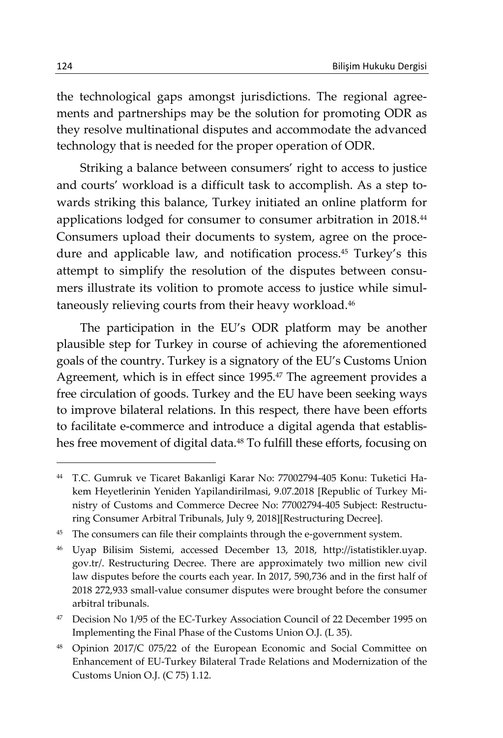the technological gaps amongst jurisdictions. The regional agreements and partnerships may be the solution for promoting ODR as they resolve multinational disputes and accommodate the advanced technology that is needed for the proper operation of ODR.

Striking a balance between consumers' right to access to justice and courts' workload is a difficult task to accomplish. As a step towards striking this balance, Turkey initiated an online platform for applications lodged for consumer to consumer arbitration in 2018.[44] Consumers upload their documents to system, agree on the procedure and applicable law, and notification process.[45] Turkey's this attempt to simplify the resolution of the disputes between consumers illustrate its volition to promote access to justice while simultaneously relieving courts from their heavy workload.[46]

The participation in the EU's ODR platform may be another plausible step for Turkey in course of achieving the aforementioned goals of the country. Turkey is a signatory of the EU's Customs Union Agreement, which is in effect since 1995.[47] The agreement provides a free circulation of goods. Turkey and the EU have been seeking ways to improve bilateral relations. In this respect, there have been efforts to facilitate e-commerce and introduce a digital agenda that establishes free movement of digital data.[48] To fulfill these efforts, focusing on

---

[44] T.C. Gumruk ve Ticaret Bakanligi Karar No: 77002794-405 Konu: Tuketici Hakem Heyetlerinin Yeniden Yapilandirilmasi, 9.07.2018 [Republic of Turkey Ministry of Customs and Commerce Decree No: 77002794-405 Subject: Restructuring Consumer Arbitral Tribunals, July 9, 2018][Restructuring Decree].

[45] The consumers can file their complaints through the e-government system.

[46] Uyap Bilisim Sistemi, accessed December 13, 2018, http://istatistikler.uyap.gov.tr/. Restructuring Decree. There are approximately two million new civil law disputes before the courts each year. In 2017, 590,736 and in the first half of 2018 272,933 small-value consumer disputes were brought before the consumer arbitral tribunals.

[47] Decision No 1/95 of the EC-Turkey Association Council of 22 December 1995 on Implementing the Final Phase of the Customs Union O.J. (L 35).

[48] Opinion 2017/C 075/22 of the European Economic and Social Committee on Enhancement of EU-Turkey Bilateral Trade Relations and Modernization of the Customs Union O.J. (C 75) 1.12.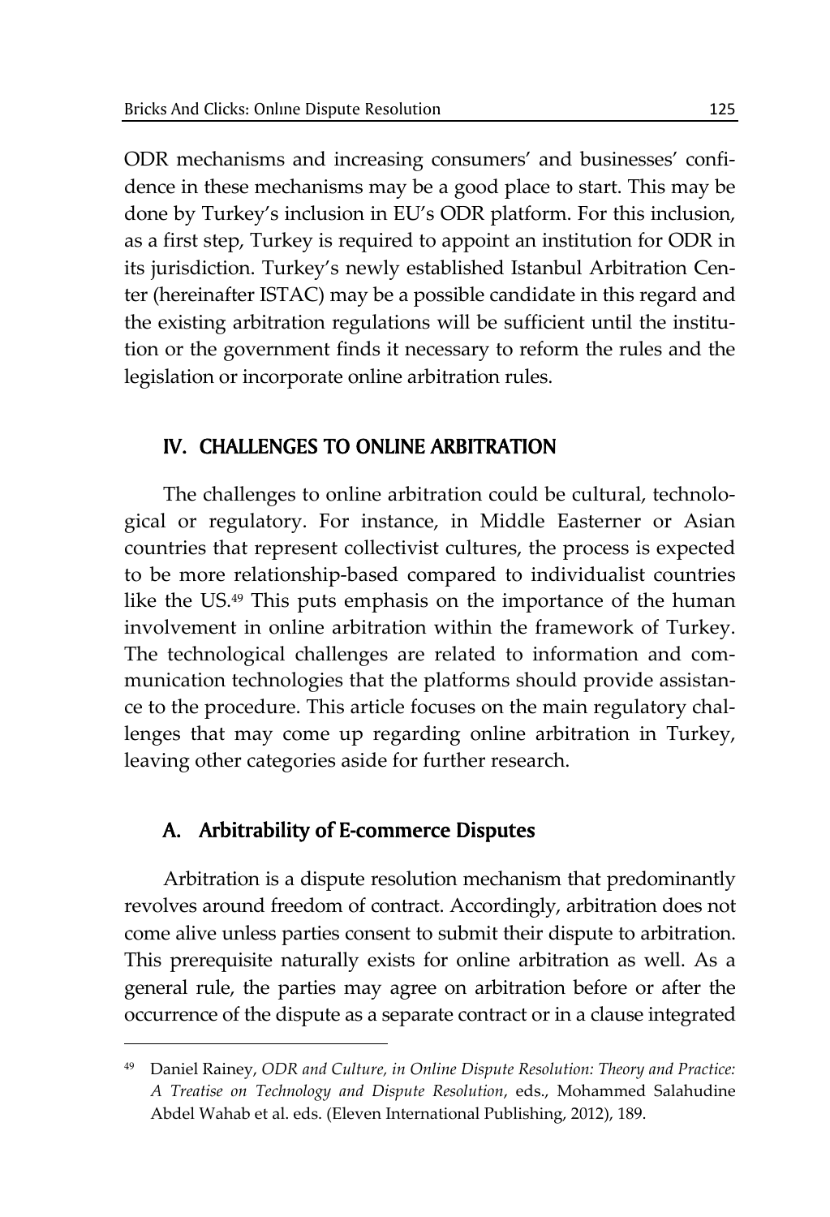ODR mechanisms and increasing consumers' and businesses' confidence in these mechanisms may be a good place to start. This may be done by Turkey's inclusion in EU's ODR platform. For this inclusion, as a first step, Turkey is required to appoint an institution for ODR in its jurisdiction. Turkey's newly established Istanbul Arbitration Center (hereinafter ISTAC) may be a possible candidate in this regard and the existing arbitration regulations will be sufficient until the institution or the government finds it necessary to reform the rules and the legislation or incorporate online arbitration rules.

## IV. CHALLENGES TO ONLINE ARBITRATION

The challenges to online arbitration could be cultural, technological or regulatory. For instance, in Middle Easterner or Asian countries that represent collectivist cultures, the process is expected to be more relationship-based compared to individualist countries like the US.[49] This puts emphasis on the importance of the human involvement in online arbitration within the framework of Turkey. The technological challenges are related to information and communication technologies that the platforms should provide assistance to the procedure. This article focuses on the main regulatory challenges that may come up regarding online arbitration in Turkey, leaving other categories aside for further research.

### A. Arbitrability of E-commerce Disputes

Arbitration is a dispute resolution mechanism that predominantly revolves around freedom of contract. Accordingly, arbitration does not come alive unless parties consent to submit their dispute to arbitration. This prerequisite naturally exists for online arbitration as well. As a general rule, the parties may agree on arbitration before or after the occurrence of the dispute as a separate contract or in a clause integrated

---

[49] Daniel Rainey, *ODR and Culture, in Online Dispute Resolution: Theory and Practice: A Treatise on Technology and Dispute Resolution*, eds., Mohammed Salahudine Abdel Wahab et al. eds. (Eleven International Publishing, 2012), 189.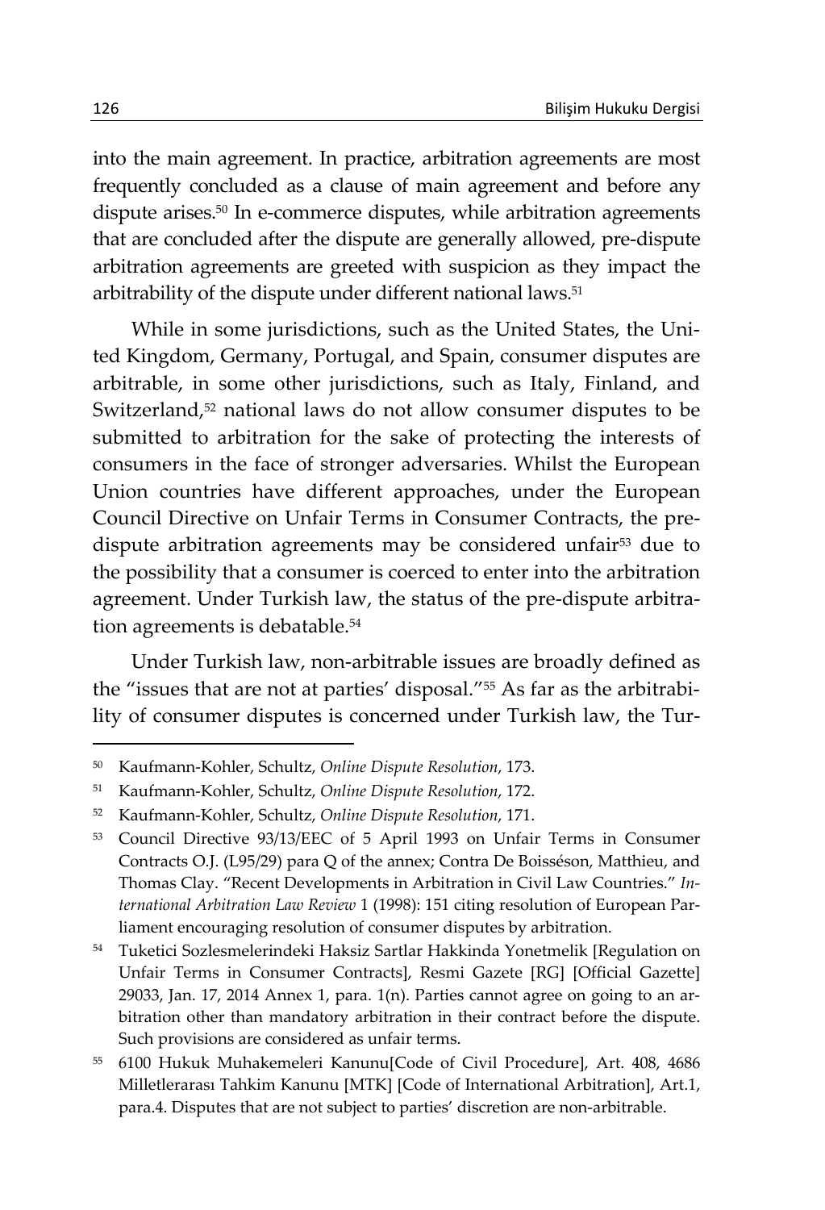into the main agreement. In practice, arbitration agreements are most frequently concluded as a clause of main agreement and before any dispute arises.[50] In e-commerce disputes, while arbitration agreements that are concluded after the dispute are generally allowed, pre-dispute arbitration agreements are greeted with suspicion as they impact the arbitrability of the dispute under different national laws.[51]

While in some jurisdictions, such as the United States, the United Kingdom, Germany, Portugal, and Spain, consumer disputes are arbitrable, in some other jurisdictions, such as Italy, Finland, and Switzerland,[52] national laws do not allow consumer disputes to be submitted to arbitration for the sake of protecting the interests of consumers in the face of stronger adversaries. Whilst the European Union countries have different approaches, under the European Council Directive on Unfair Terms in Consumer Contracts, the pre-dispute arbitration agreements may be considered unfair[53] due to the possibility that a consumer is coerced to enter into the arbitration agreement. Under Turkish law, the status of the pre-dispute arbitration agreements is debatable.[54]

Under Turkish law, non-arbitrable issues are broadly defined as the "issues that are not at parties' disposal."[55] As far as the arbitrability of consumer disputes is concerned under Turkish law, the Tur-

---

[50] Kaufmann-Kohler, Schultz, *Online Dispute Resolution*, 173.

[51] Kaufmann-Kohler, Schultz, *Online Dispute Resolution*, 172.

[52] Kaufmann-Kohler, Schultz, *Online Dispute Resolution*, 171.

[53] Council Directive 93/13/EEC of 5 April 1993 on Unfair Terms in Consumer Contracts O.J. (L95/29) para Q of the annex; Contra De Boisséson, Matthieu, and Thomas Clay. "Recent Developments in Arbitration in Civil Law Countries." *International Arbitration Law Review* 1 (1998): 151 citing resolution of European Parliament encouraging resolution of consumer disputes by arbitration.

[54] Tuketici Sozlesmelerindeki Haksiz Sartlar Hakkinda Yonetmelik [Regulation on Unfair Terms in Consumer Contracts], Resmi Gazete [RG] [Official Gazette] 29033, Jan. 17, 2014 Annex 1, para. 1(n). Parties cannot agree on going to an arbitration other than mandatory arbitration in their contract before the dispute. Such provisions are considered as unfair terms.

[55] 6100 Hukuk Muhakemeleri Kanunu[Code of Civil Procedure], Art. 408, 4686 Milletlerarası Tahkim Kanunu [MTK] [Code of International Arbitration], Art.1, para.4. Disputes that are not subject to parties' discretion are non-arbitrable.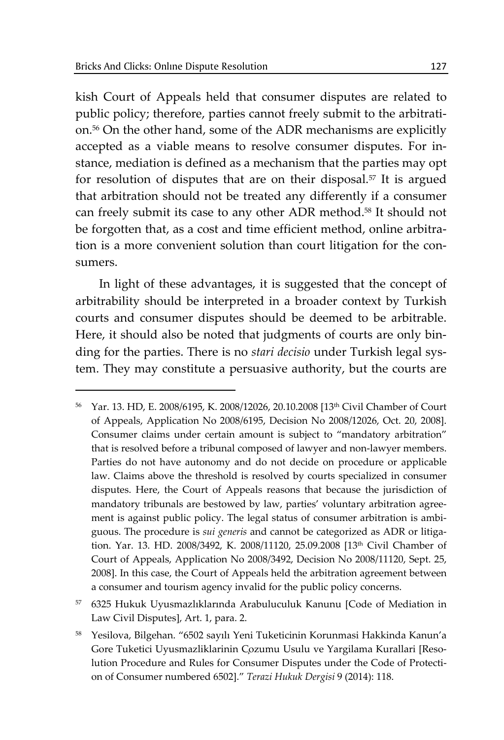kish Court of Appeals held that consumer disputes are related to public policy; therefore, parties cannot freely submit to the arbitration.[56] On the other hand, some of the ADR mechanisms are explicitly accepted as a viable means to resolve consumer disputes. For instance, mediation is defined as a mechanism that the parties may opt for resolution of disputes that are on their disposal.[57] It is argued that arbitration should not be treated any differently if a consumer can freely submit its case to any other ADR method.[58] It should not be forgotten that, as a cost and time efficient method, online arbitration is a more convenient solution than court litigation for the consumers.

In light of these advantages, it is suggested that the concept of arbitrability should be interpreted in a broader context by Turkish courts and consumer disputes should be deemed to be arbitrable. Here, it should also be noted that judgments of courts are only binding for the parties. There is no *stari decisio* under Turkish legal system. They may constitute a persuasive authority, but the courts are

---

[56] Yar. 13. HD, E. 2008/6195, K. 2008/12026, 20.10.2008 [13th Civil Chamber of Court of Appeals, Application No 2008/6195, Decision No 2008/12026, Oct. 20, 2008]. Consumer claims under certain amount is subject to "mandatory arbitration" that is resolved before a tribunal composed of lawyer and non-lawyer members. Parties do not have autonomy and do not decide on procedure or applicable law. Claims above the threshold is resolved by courts specialized in consumer disputes. Here, the Court of Appeals reasons that because the jurisdiction of mandatory tribunals are bestowed by law, parties' voluntary arbitration agreement is against public policy. The legal status of consumer arbitration is ambiguous. The procedure is *sui generis* and cannot be categorized as ADR or litigation. Yar. 13. HD. 2008/3492, K. 2008/11120, 25.09.2008 [13th Civil Chamber of Court of Appeals, Application No 2008/3492, Decision No 2008/11120, Sept. 25, 2008]. In this case, the Court of Appeals held the arbitration agreement between a consumer and tourism agency invalid for the public policy concerns.

[57] 6325 Hukuk Uyusmazlıklarında Arabuluculuk Kanunu [Code of Mediation in Law Civil Disputes], Art. 1, para. 2.

[58] Yesilova, Bilgehan. "6502 sayılı Yeni Tuketicinin Korunmasi Hakkinda Kanun'a Gore Tuketici Uyusmazliklarinin Çozumu Usulu ve Yargilama Kurallari [Resolution Procedure and Rules for Consumer Disputes under the Code of Protection of Consumer numbered 6502]." *Terazi Hukuk Dergisi* 9 (2014): 118.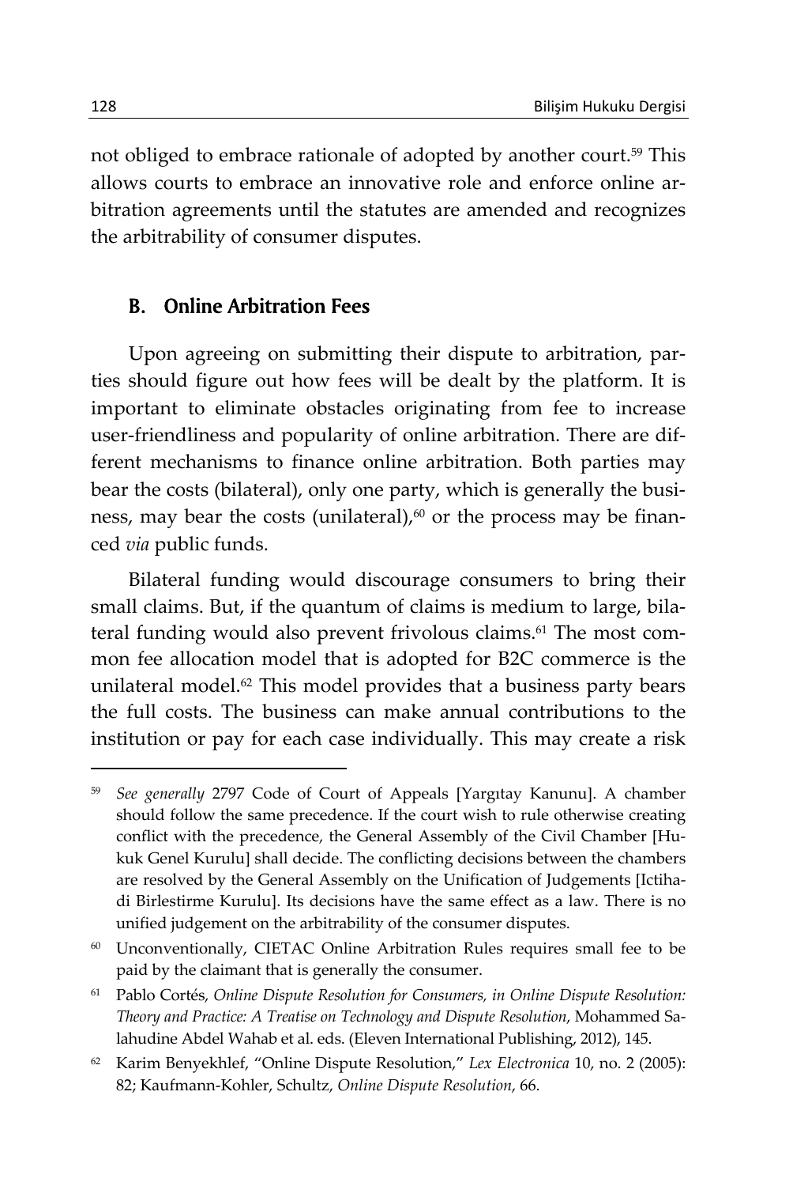not obliged to embrace rationale of adopted by another court.[59] This allows courts to embrace an innovative role and enforce online arbitration agreements until the statutes are amended and recognizes the arbitrability of consumer disputes.

### B. Online Arbitration Fees

Upon agreeing on submitting their dispute to arbitration, parties should figure out how fees will be dealt by the platform. It is important to eliminate obstacles originating from fee to increase user-friendliness and popularity of online arbitration. There are different mechanisms to finance online arbitration. Both parties may bear the costs (bilateral), only one party, which is generally the business, may bear the costs (unilateral),[60] or the process may be financed *via* public funds.

Bilateral funding would discourage consumers to bring their small claims. But, if the quantum of claims is medium to large, bilateral funding would also prevent frivolous claims.[61] The most common fee allocation model that is adopted for B2C commerce is the unilateral model.[62] This model provides that a business party bears the full costs. The business can make annual contributions to the institution or pay for each case individually. This may create a risk

---

[59] *See generally* 2797 Code of Court of Appeals [Yargıtay Kanunu]. A chamber should follow the same precedence. If the court wish to rule otherwise creating conflict with the precedence, the General Assembly of the Civil Chamber [Hukuk Genel Kurulu] shall decide. The conflicting decisions between the chambers are resolved by the General Assembly on the Unification of Judgements [Ictihadi Birlestirme Kurulu]. Its decisions have the same effect as a law. There is no unified judgement on the arbitrability of the consumer disputes.

[60] Unconventionally, CIETAC Online Arbitration Rules requires small fee to be paid by the claimant that is generally the consumer.

[61] Pablo Cortés, *Online Dispute Resolution for Consumers, in Online Dispute Resolution: Theory and Practice: A Treatise on Technology and Dispute Resolution*, Mohammed Salahudine Abdel Wahab et al. eds. (Eleven International Publishing, 2012), 145.

[62] Karim Benyekhlef, "Online Dispute Resolution," *Lex Electronica* 10, no. 2 (2005): 82; Kaufmann-Kohler, Schultz, *Online Dispute Resolution*, 66.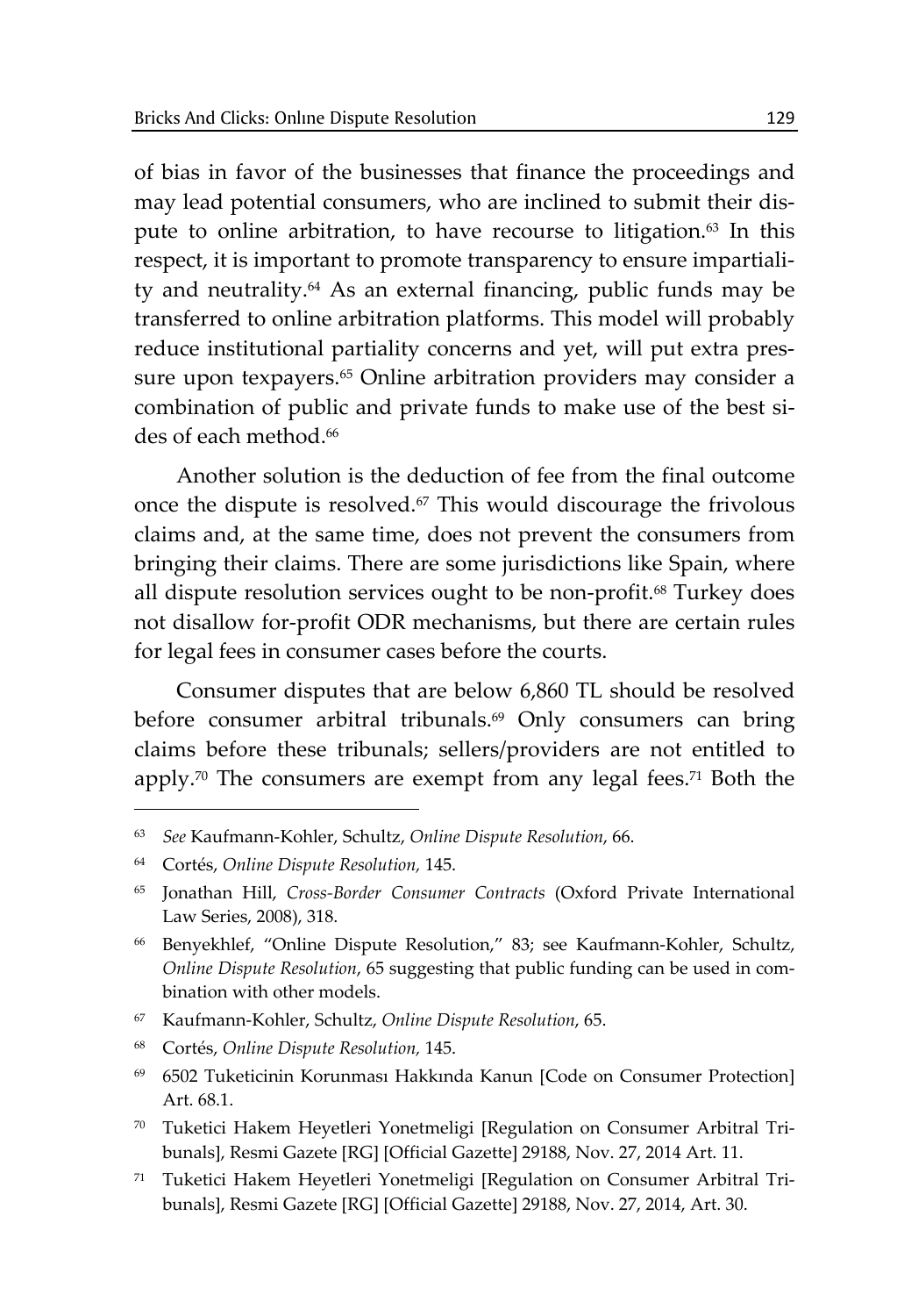of bias in favor of the businesses that finance the proceedings and may lead potential consumers, who are inclined to submit their dispute to online arbitration, to have recourse to litigation.[63] In this respect, it is important to promote transparency to ensure impartiality and neutrality.[64] As an external financing, public funds may be transferred to online arbitration platforms. This model will probably reduce institutional partiality concerns and yet, will put extra pressure upon texpayers.[65] Online arbitration providers may consider a combination of public and private funds to make use of the best sides of each method.[66]

Another solution is the deduction of fee from the final outcome once the dispute is resolved.[67] This would discourage the frivolous claims and, at the same time, does not prevent the consumers from bringing their claims. There are some jurisdictions like Spain, where all dispute resolution services ought to be non-profit.[68] Turkey does not disallow for-profit ODR mechanisms, but there are certain rules for legal fees in consumer cases before the courts.

Consumer disputes that are below 6,860 TL should be resolved before consumer arbitral tribunals.[69] Only consumers can bring claims before these tribunals; sellers/providers are not entitled to apply.[70] The consumers are exempt from any legal fees.[71] Both the

---

[63] *See* Kaufmann-Kohler, Schultz, *Online Dispute Resolution*, 66.

[64] Cortés, *Online Dispute Resolution*, 145.

[65] Jonathan Hill, *Cross-Border Consumer Contracts* (Oxford Private International Law Series, 2008), 318.

[66] Benyekhlef, "Online Dispute Resolution," 83; see Kaufmann-Kohler, Schultz, *Online Dispute Resolution*, 65 suggesting that public funding can be used in combination with other models.

[67] Kaufmann-Kohler, Schultz, *Online Dispute Resolution*, 65.

[68] Cortés, *Online Dispute Resolution*, 145.

[69] 6502 Tuketicinin Korunması Hakkında Kanun [Code on Consumer Protection] Art. 68.1.

[70] Tuketici Hakem Heyetleri Yonetmeligi [Regulation on Consumer Arbitral Tribunals], Resmi Gazete [RG] [Official Gazette] 29188, Nov. 27, 2014 Art. 11.

[71] Tuketici Hakem Heyetleri Yonetmeligi [Regulation on Consumer Arbitral Tribunals], Resmi Gazete [RG] [Official Gazette] 29188, Nov. 27, 2014, Art. 30.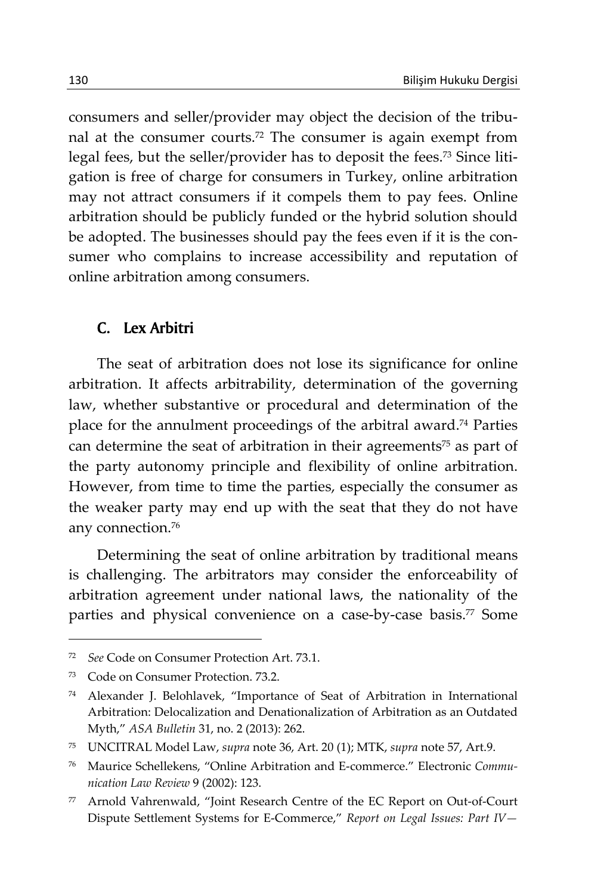consumers and seller/provider may object the decision of the tribunal at the consumer courts.[72] The consumer is again exempt from legal fees, but the seller/provider has to deposit the fees.[73] Since litigation is free of charge for consumers in Turkey, online arbitration may not attract consumers if it compels them to pay fees. Online arbitration should be publicly funded or the hybrid solution should be adopted. The businesses should pay the fees even if it is the consumer who complains to increase accessibility and reputation of online arbitration among consumers.

### C. Lex Arbitri

The seat of arbitration does not lose its significance for online arbitration. It affects arbitrability, determination of the governing law, whether substantive or procedural and determination of the place for the annulment proceedings of the arbitral award.[74] Parties can determine the seat of arbitration in their agreements[75] as part of the party autonomy principle and flexibility of online arbitration. However, from time to time the parties, especially the consumer as the weaker party may end up with the seat that they do not have any connection.[76]

Determining the seat of online arbitration by traditional means is challenging. The arbitrators may consider the enforceability of arbitration agreement under national laws, the nationality of the parties and physical convenience on a case-by-case basis.[77] Some

---

[72] *See* Code on Consumer Protection Art. 73.1.

[73] Code on Consumer Protection. 73.2.

[74] Alexander J. Belohlavek, "Importance of Seat of Arbitration in International Arbitration: Delocalization and Denationalization of Arbitration as an Outdated Myth," *ASA Bulletin* 31, no. 2 (2013): 262.

[75] UNCITRAL Model Law, *supra* note 36, Art. 20 (1); MTK, *supra* note 57, Art.9.

[76] Maurice Schellekens, "Online Arbitration and E-commerce." Electronic *Communication Law Review* 9 (2002): 123.

[77] Arnold Vahrenwald, "Joint Research Centre of the EC Report on Out-of-Court Dispute Settlement Systems for E-Commerce," *Report on Legal Issues: Part IV—*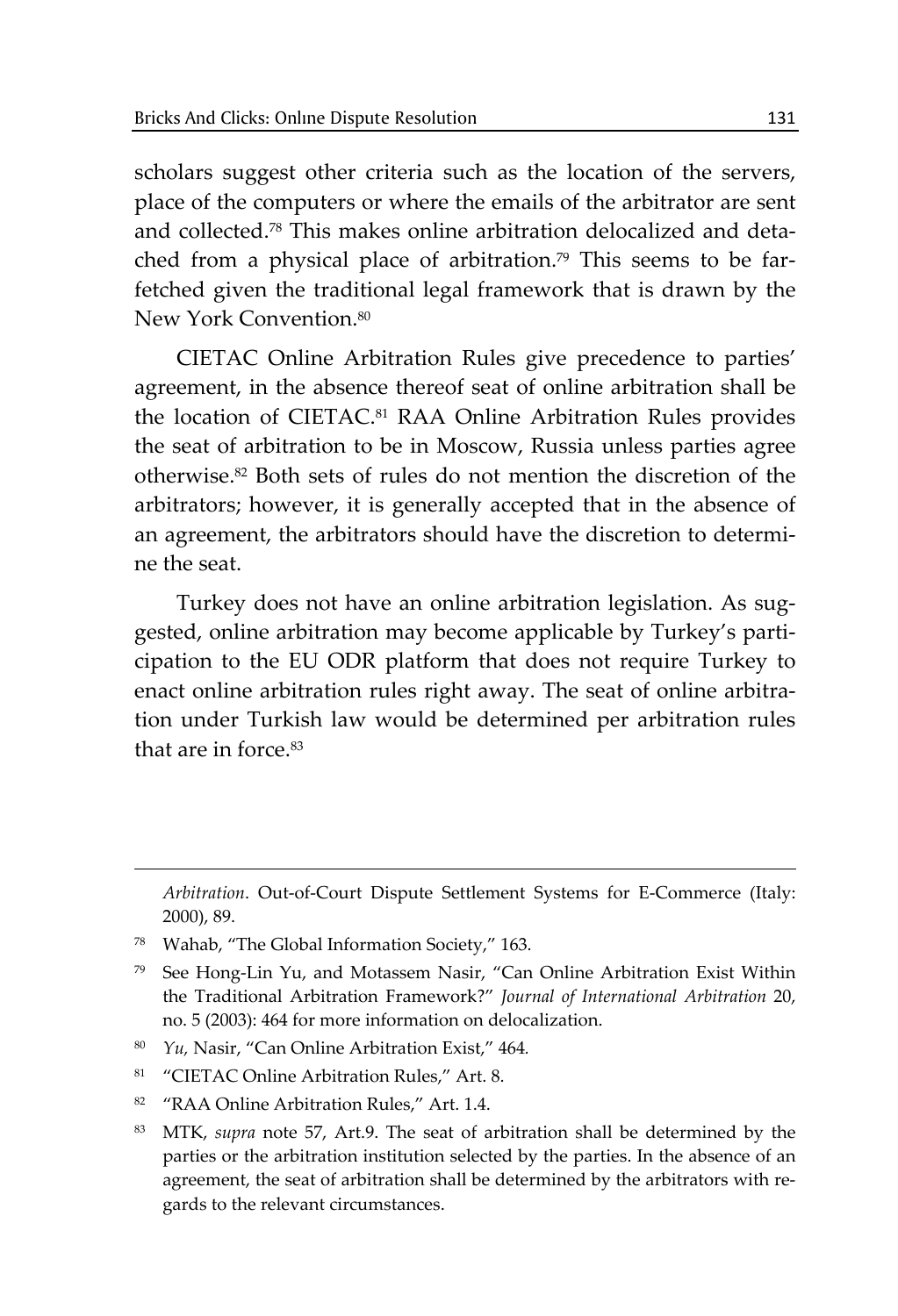scholars suggest other criteria such as the location of the servers, place of the computers or where the emails of the arbitrator are sent and collected.[78] This makes online arbitration delocalized and detached from a physical place of arbitration.[79] This seems to be far-fetched given the traditional legal framework that is drawn by the New York Convention.[80]

CIETAC Online Arbitration Rules give precedence to parties' agreement, in the absence thereof seat of online arbitration shall be the location of CIETAC.[81] RAA Online Arbitration Rules provides the seat of arbitration to be in Moscow, Russia unless parties agree otherwise.[82] Both sets of rules do not mention the discretion of the arbitrators; however, it is generally accepted that in the absence of an agreement, the arbitrators should have the discretion to determine the seat.

Turkey does not have an online arbitration legislation. As suggested, online arbitration may become applicable by Turkey's participation to the EU ODR platform that does not require Turkey to enact online arbitration rules right away. The seat of online arbitration under Turkish law would be determined per arbitration rules that are in force.[83]

---

*Arbitration*. Out-of-Court Dispute Settlement Systems for E-Commerce (Italy: 2000), 89.

78 Wahab, "The Global Information Society," 163.

79 See Hong-Lin Yu, and Motassem Nasir, "Can Online Arbitration Exist Within the Traditional Arbitration Framework?" *Journal of International Arbitration* 20, no. 5 (2003): 464 for more information on delocalization.

80 *Yu*, Nasir, "Can Online Arbitration Exist," 464.

81 "CIETAC Online Arbitration Rules," Art. 8.

82 "RAA Online Arbitration Rules," Art. 1.4.

83 MTK, *supra* note 57, Art.9. The seat of arbitration shall be determined by the parties or the arbitration institution selected by the parties. In the absence of an agreement, the seat of arbitration shall be determined by the arbitrators with regards to the relevant circumstances.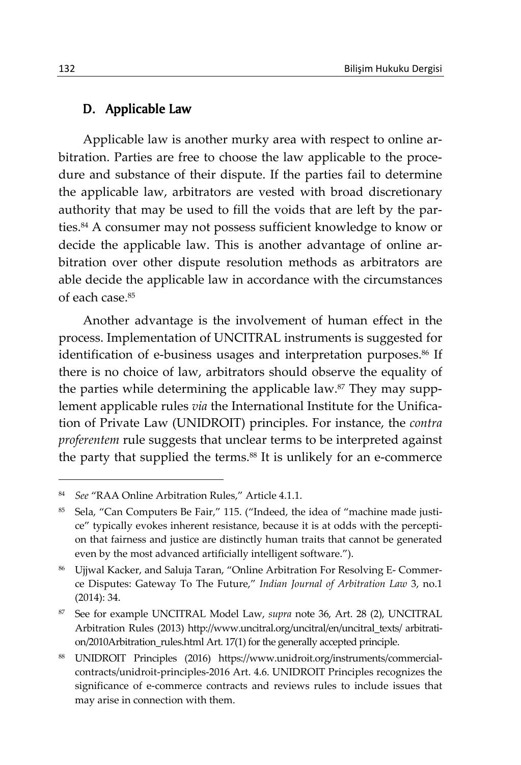## D. Applicable Law

Applicable law is another murky area with respect to online arbitration. Parties are free to choose the law applicable to the procedure and substance of their dispute. If the parties fail to determine the applicable law, arbitrators are vested with broad discretionary authority that may be used to fill the voids that are left by the parties.[84] A consumer may not possess sufficient knowledge to know or decide the applicable law. This is another advantage of online arbitration over other dispute resolution methods as arbitrators are able decide the applicable law in accordance with the circumstances of each case.[85]

Another advantage is the involvement of human effect in the process. Implementation of UNCITRAL instruments is suggested for identification of e-business usages and interpretation purposes.[86] If there is no choice of law, arbitrators should observe the equality of the parties while determining the applicable law.[87] They may supplement applicable rules *via* the International Institute for the Unification of Private Law (UNIDROIT) principles. For instance, the *contra proferentem* rule suggests that unclear terms to be interpreted against the party that supplied the terms.[88] It is unlikely for an e-commerce

---

[84] *See* "RAA Online Arbitration Rules," Article 4.1.1.

[85] Sela, "Can Computers Be Fair," 115. ("Indeed, the idea of "machine made justice" typically evokes inherent resistance, because it is at odds with the perception that fairness and justice are distinctly human traits that cannot be generated even by the most advanced artificially intelligent software.").

[86] Ujjwal Kacker, and Saluja Taran, "Online Arbitration For Resolving E- Commerce Disputes: Gateway To The Future," *Indian Journal of Arbitration Law* 3, no.1 (2014): 34.

[87] See for example UNCITRAL Model Law, *supra* note 36, Art. 28 (2), UNCITRAL Arbitration Rules (2013) http://www.uncitral.org/uncitral/en/uncitral_texts/ arbitration/2010Arbitration_rules.html Art. 17(1) for the generally accepted principle.

[88] UNIDROIT Principles (2016) https://www.unidroit.org/instruments/commercial-contracts/unidroit-principles-2016 Art. 4.6. UNIDROIT Principles recognizes the significance of e-commerce contracts and reviews rules to include issues that may arise in connection with them.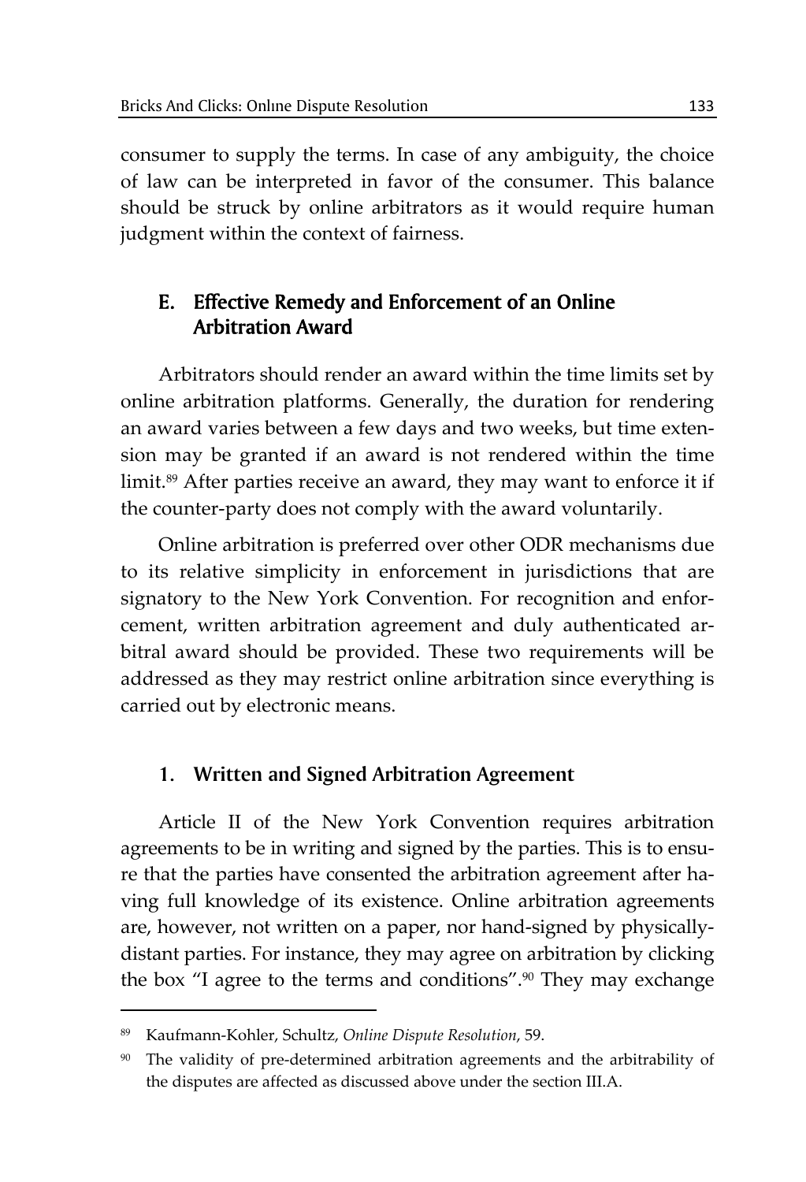consumer to supply the terms. In case of any ambiguity, the choice of law can be interpreted in favor of the consumer. This balance should be struck by online arbitrators as it would require human judgment within the context of fairness.

## E. Effective Remedy and Enforcement of an Online Arbitration Award

Arbitrators should render an award within the time limits set by online arbitration platforms. Generally, the duration for rendering an award varies between a few days and two weeks, but time extension may be granted if an award is not rendered within the time limit.[89] After parties receive an award, they may want to enforce it if the counter-party does not comply with the award voluntarily.

Online arbitration is preferred over other ODR mechanisms due to its relative simplicity in enforcement in jurisdictions that are signatory to the New York Convention. For recognition and enforcement, written arbitration agreement and duly authenticated arbitral award should be provided. These two requirements will be addressed as they may restrict online arbitration since everything is carried out by electronic means.

### 1. Written and Signed Arbitration Agreement

Article II of the New York Convention requires arbitration agreements to be in writing and signed by the parties. This is to ensure that the parties have consented the arbitration agreement after having full knowledge of its existence. Online arbitration agreements are, however, not written on a paper, nor hand-signed by physically-distant parties. For instance, they may agree on arbitration by clicking the box "I agree to the terms and conditions".[90] They may exchange

---

[89] Kaufmann-Kohler, Schultz, *Online Dispute Resolution*, 59.

[90] The validity of pre-determined arbitration agreements and the arbitrability of the disputes are affected as discussed above under the section III.A.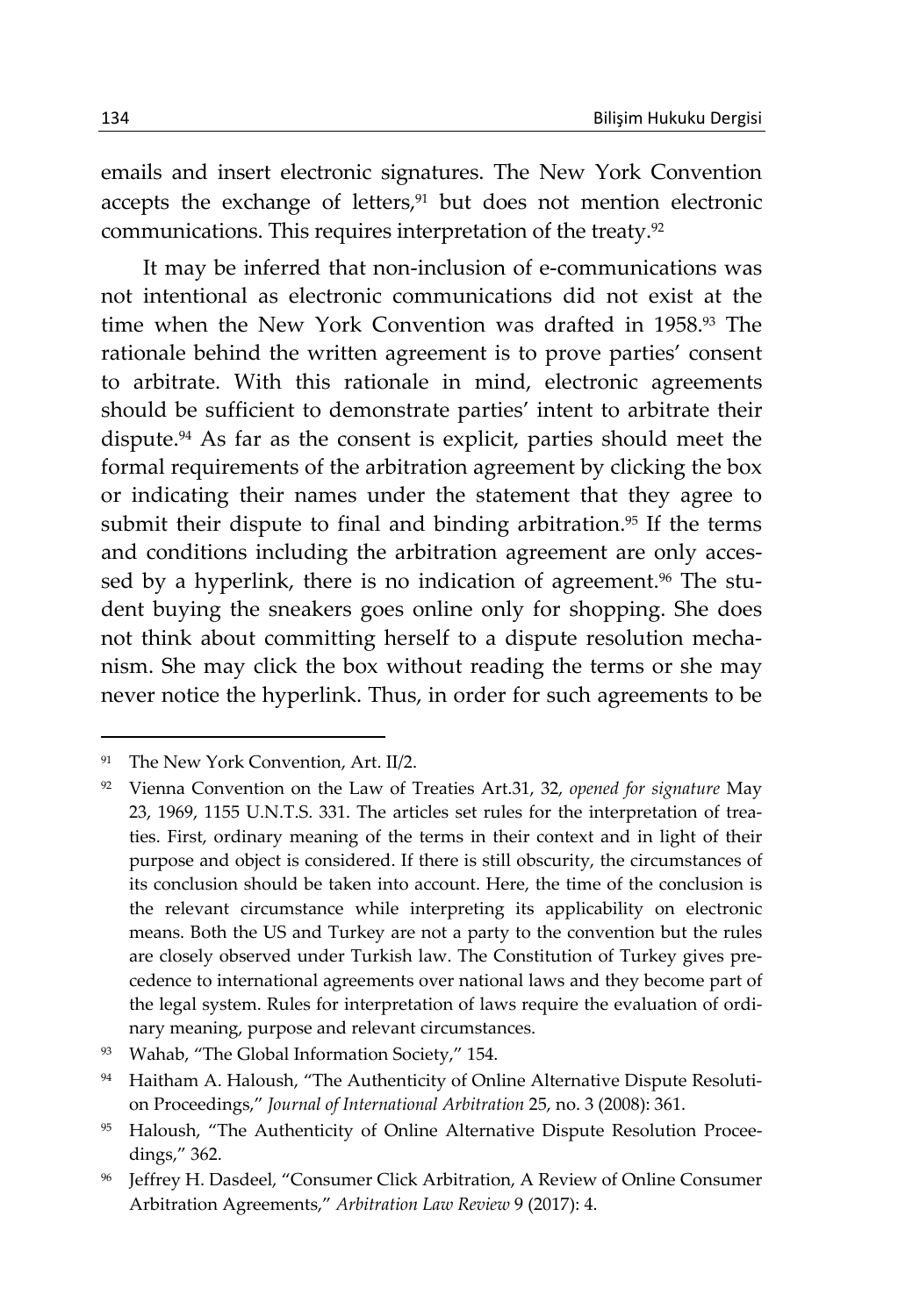emails and insert electronic signatures. The New York Convention accepts the exchange of letters,[91] but does not mention electronic communications. This requires interpretation of the treaty.[92]

It may be inferred that non-inclusion of e-communications was not intentional as electronic communications did not exist at the time when the New York Convention was drafted in 1958.[93] The rationale behind the written agreement is to prove parties' consent to arbitrate. With this rationale in mind, electronic agreements should be sufficient to demonstrate parties' intent to arbitrate their dispute.[94] As far as the consent is explicit, parties should meet the formal requirements of the arbitration agreement by clicking the box or indicating their names under the statement that they agree to submit their dispute to final and binding arbitration.[95] If the terms and conditions including the arbitration agreement are only accessed by a hyperlink, there is no indication of agreement.[96] The student buying the sneakers goes online only for shopping. She does not think about committing herself to a dispute resolution mechanism. She may click the box without reading the terms or she may never notice the hyperlink. Thus, in order for such agreements to be

---

[91] The New York Convention, Art. II/2.

[92] Vienna Convention on the Law of Treaties Art.31, 32, *opened for signature* May 23, 1969, 1155 U.N.T.S. 331. The articles set rules for the interpretation of treaties. First, ordinary meaning of the terms in their context and in light of their purpose and object is considered. If there is still obscurity, the circumstances of its conclusion should be taken into account. Here, the time of the conclusion is the relevant circumstance while interpreting its applicability on electronic means. Both the US and Turkey are not a party to the convention but the rules are closely observed under Turkish law. The Constitution of Turkey gives precedence to international agreements over national laws and they become part of the legal system. Rules for interpretation of laws require the evaluation of ordinary meaning, purpose and relevant circumstances.

[93] Wahab, "The Global Information Society," 154.

[94] Haitham A. Haloush, "The Authenticity of Online Alternative Dispute Resolution Proceedings," *Journal of International Arbitration* 25, no. 3 (2008): 361.

[95] Haloush, "The Authenticity of Online Alternative Dispute Resolution Proceedings," 362.

[96] Jeffrey H. Dasdeel, "Consumer Click Arbitration, A Review of Online Consumer Arbitration Agreements," *Arbitration Law Review* 9 (2017): 4.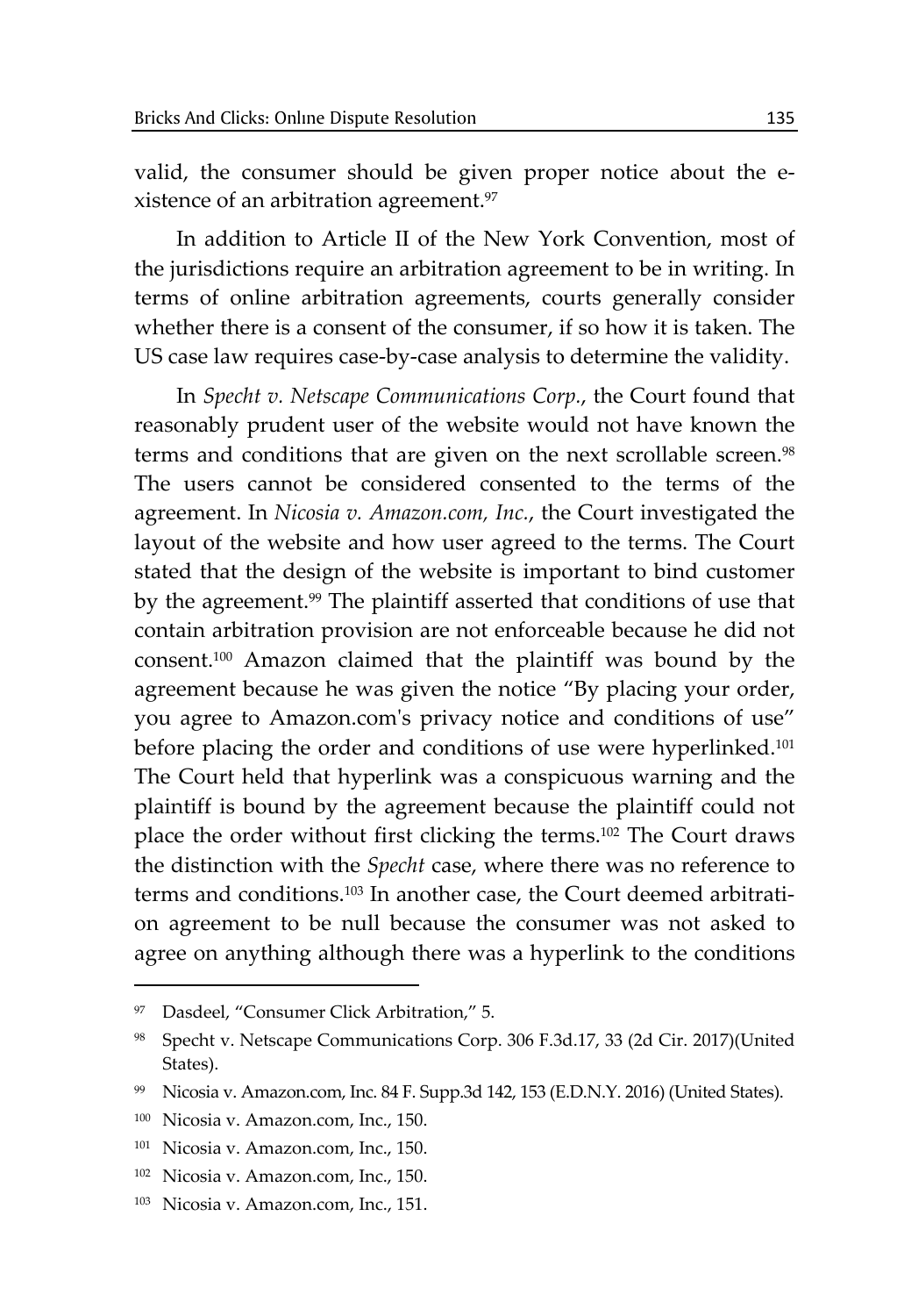valid, the consumer should be given proper notice about the existence of an arbitration agreement.[97]

In addition to Article II of the New York Convention, most of the jurisdictions require an arbitration agreement to be in writing. In terms of online arbitration agreements, courts generally consider whether there is a consent of the consumer, if so how it is taken. The US case law requires case-by-case analysis to determine the validity.

In *Specht v. Netscape Communications Corp.*, the Court found that reasonably prudent user of the website would not have known the terms and conditions that are given on the next scrollable screen.[98] The users cannot be considered consented to the terms of the agreement. In *Nicosia v. Amazon.com, Inc.*, the Court investigated the layout of the website and how user agreed to the terms. The Court stated that the design of the website is important to bind customer by the agreement.[99] The plaintiff asserted that conditions of use that contain arbitration provision are not enforceable because he did not consent.[100] Amazon claimed that the plaintiff was bound by the agreement because he was given the notice "By placing your order, you agree to Amazon.com's privacy notice and conditions of use" before placing the order and conditions of use were hyperlinked.[101] The Court held that hyperlink was a conspicuous warning and the plaintiff is bound by the agreement because the plaintiff could not place the order without first clicking the terms.[102] The Court draws the distinction with the *Specht* case, where there was no reference to terms and conditions.[103] In another case, the Court deemed arbitration agreement to be null because the consumer was not asked to agree on anything although there was a hyperlink to the conditions

---

[97] Dasdeel, "Consumer Click Arbitration," 5.

[98] Specht v. Netscape Communications Corp. 306 F.3d.17, 33 (2d Cir. 2017)(United States).

[99] Nicosia v. Amazon.com, Inc. 84 F. Supp.3d 142, 153 (E.D.N.Y. 2016) (United States).

[100] Nicosia v. Amazon.com, Inc., 150.

[101] Nicosia v. Amazon.com, Inc., 150.

[102] Nicosia v. Amazon.com, Inc., 150.

[103] Nicosia v. Amazon.com, Inc., 151.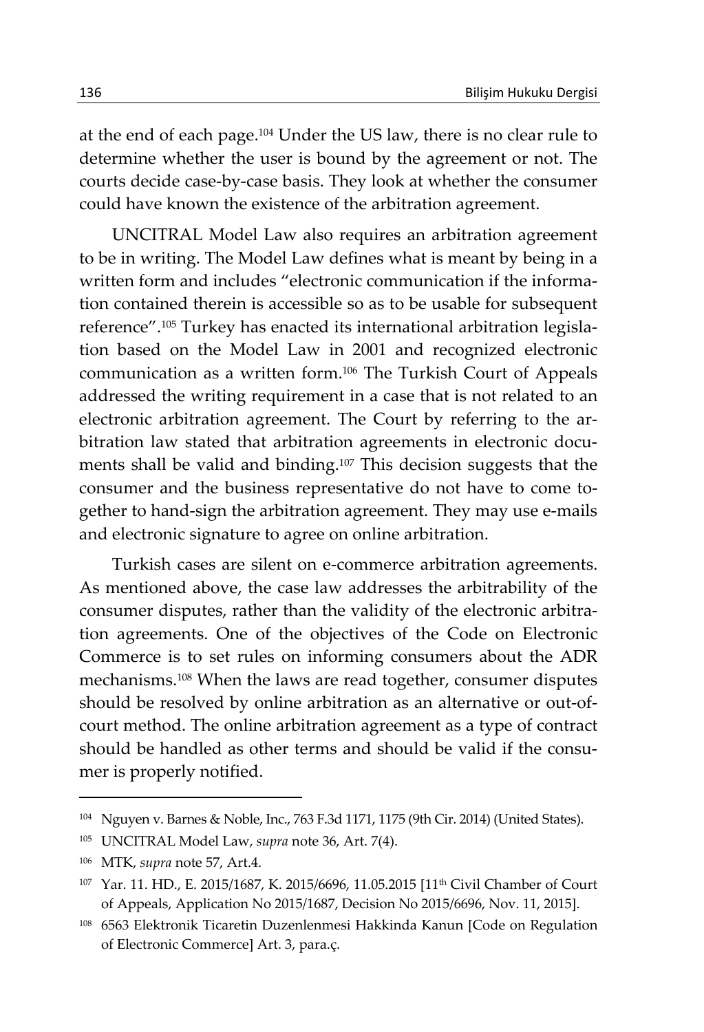at the end of each page.[104] Under the US law, there is no clear rule to determine whether the user is bound by the agreement or not. The courts decide case-by-case basis. They look at whether the consumer could have known the existence of the arbitration agreement.

UNCITRAL Model Law also requires an arbitration agreement to be in writing. The Model Law defines what is meant by being in a written form and includes "electronic communication if the information contained therein is accessible so as to be usable for subsequent reference".[105] Turkey has enacted its international arbitration legislation based on the Model Law in 2001 and recognized electronic communication as a written form.[106] The Turkish Court of Appeals addressed the writing requirement in a case that is not related to an electronic arbitration agreement. The Court by referring to the arbitration law stated that arbitration agreements in electronic documents shall be valid and binding.[107] This decision suggests that the consumer and the business representative do not have to come together to hand-sign the arbitration agreement. They may use e-mails and electronic signature to agree on online arbitration.

Turkish cases are silent on e-commerce arbitration agreements. As mentioned above, the case law addresses the arbitrability of the consumer disputes, rather than the validity of the electronic arbitration agreements. One of the objectives of the Code on Electronic Commerce is to set rules on informing consumers about the ADR mechanisms.[108] When the laws are read together, consumer disputes should be resolved by online arbitration as an alternative or out-of-court method. The online arbitration agreement as a type of contract should be handled as other terms and should be valid if the consumer is properly notified.

---

[104] Nguyen v. Barnes & Noble, Inc., 763 F.3d 1171, 1175 (9th Cir. 2014) (United States).

[105] UNCITRAL Model Law, *supra* note 36, Art. 7(4).

[106] MTK, *supra* note 57, Art.4.

[107] Yar. 11. HD., E. 2015/1687, K. 2015/6696, 11.05.2015 [11th Civil Chamber of Court of Appeals, Application No 2015/1687, Decision No 2015/6696, Nov. 11, 2015].

[108] 6563 Elektronik Ticaretin Duzenlenmesi Hakkinda Kanun [Code on Regulation of Electronic Commerce] Art. 3, para.ç.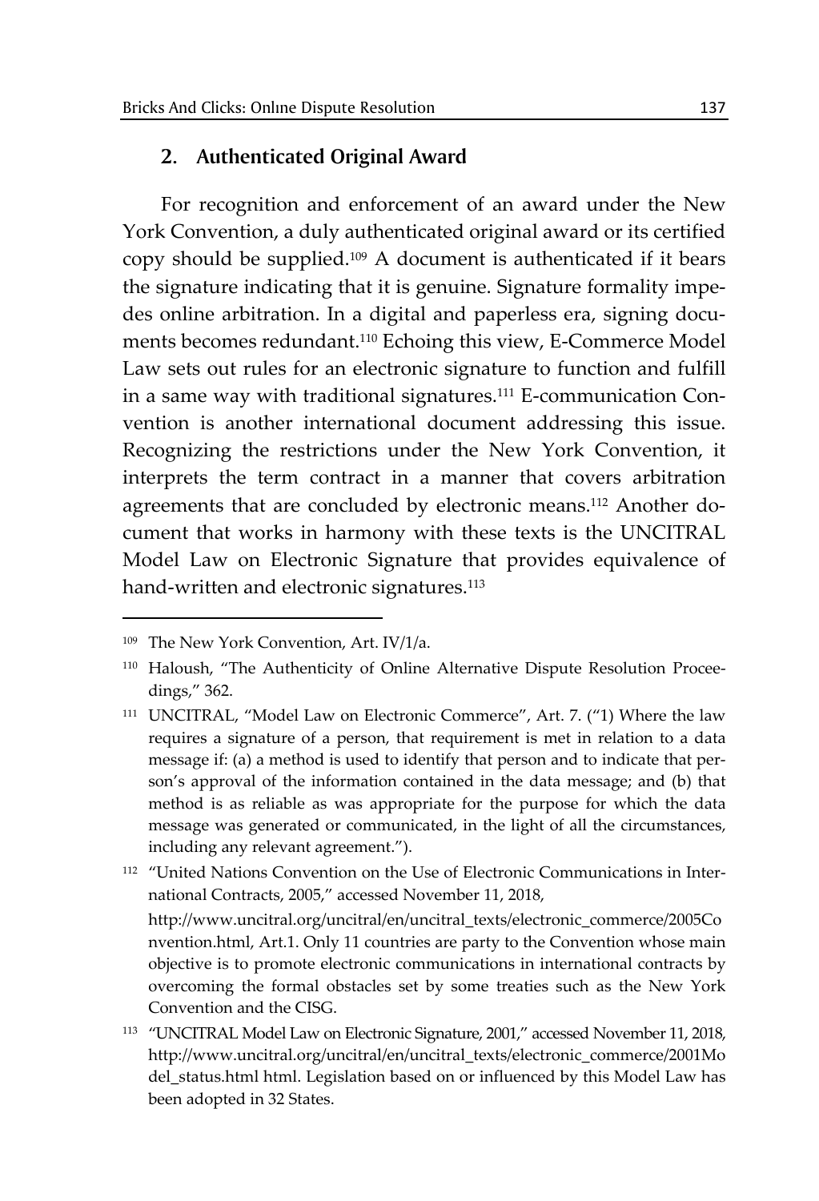## 2. Authenticated Original Award

For recognition and enforcement of an award under the New York Convention, a duly authenticated original award or its certified copy should be supplied.[109] A document is authenticated if it bears the signature indicating that it is genuine. Signature formality impedes online arbitration. In a digital and paperless era, signing documents becomes redundant.[110] Echoing this view, E-Commerce Model Law sets out rules for an electronic signature to function and fulfill in a same way with traditional signatures.[111] E-communication Convention is another international document addressing this issue. Recognizing the restrictions under the New York Convention, it interprets the term contract in a manner that covers arbitration agreements that are concluded by electronic means.[112] Another document that works in harmony with these texts is the UNCITRAL Model Law on Electronic Signature that provides equivalence of hand-written and electronic signatures.[113]

---

[109] The New York Convention, Art. IV/1/a.

[110] Haloush, "The Authenticity of Online Alternative Dispute Resolution Proceedings," 362.

[111] UNCITRAL, "Model Law on Electronic Commerce", Art. 7. ("1) Where the law requires a signature of a person, that requirement is met in relation to a data message if: (a) a method is used to identify that person and to indicate that person's approval of the information contained in the data message; and (b) that method is as reliable as was appropriate for the purpose for which the data message was generated or communicated, in the light of all the circumstances, including any relevant agreement.").

[112] "United Nations Convention on the Use of Electronic Communications in International Contracts, 2005," accessed November 11, 2018, http://www.uncitral.org/uncitral/en/uncitral_texts/electronic_commerce/2005Convention.html, Art.1. Only 11 countries are party to the Convention whose main objective is to promote electronic communications in international contracts by overcoming the formal obstacles set by some treaties such as the New York Convention and the CISG.

[113] "UNCITRAL Model Law on Electronic Signature, 2001," accessed November 11, 2018, http://www.uncitral.org/uncitral/en/uncitral_texts/electronic_commerce/2001Model_status.html html. Legislation based on or influenced by this Model Law has been adopted in 32 States.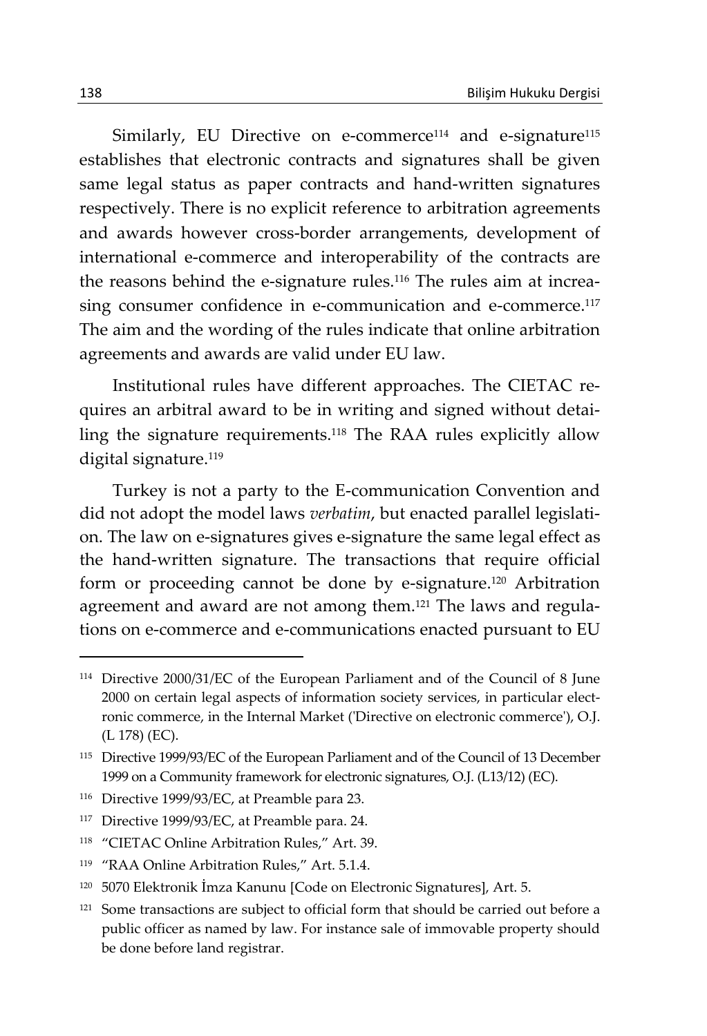Similarly, EU Directive on e-commerce[114] and e-signature[115] establishes that electronic contracts and signatures shall be given same legal status as paper contracts and hand-written signatures respectively. There is no explicit reference to arbitration agreements and awards however cross-border arrangements, development of international e-commerce and interoperability of the contracts are the reasons behind the e-signature rules.[116] The rules aim at increasing consumer confidence in e-communication and e-commerce.[117] The aim and the wording of the rules indicate that online arbitration agreements and awards are valid under EU law.

Institutional rules have different approaches. The CIETAC requires an arbitral award to be in writing and signed without detailing the signature requirements.[118] The RAA rules explicitly allow digital signature.[119]

Turkey is not a party to the E-communication Convention and did not adopt the model laws *verbatim*, but enacted parallel legislation. The law on e-signatures gives e-signature the same legal effect as the hand-written signature. The transactions that require official form or proceeding cannot be done by e-signature.[120] Arbitration agreement and award are not among them.[121] The laws and regulations on e-commerce and e-communications enacted pursuant to EU

---

[114] Directive 2000/31/EC of the European Parliament and of the Council of 8 June 2000 on certain legal aspects of information society services, in particular electronic commerce, in the Internal Market ('Directive on electronic commerce'), O.J. (L 178) (EC).

[115] Directive 1999/93/EC of the European Parliament and of the Council of 13 December 1999 on a Community framework for electronic signatures, O.J. (L13/12) (EC).

[116] Directive 1999/93/EC, at Preamble para 23.

[117] Directive 1999/93/EC, at Preamble para. 24.

[118] "CIETAC Online Arbitration Rules," Art. 39.

[119] "RAA Online Arbitration Rules," Art. 5.1.4.

[120] 5070 Elektronik İmza Kanunu [Code on Electronic Signatures], Art. 5.

[121] Some transactions are subject to official form that should be carried out before a public officer as named by law. For instance sale of immovable property should be done before land registrar.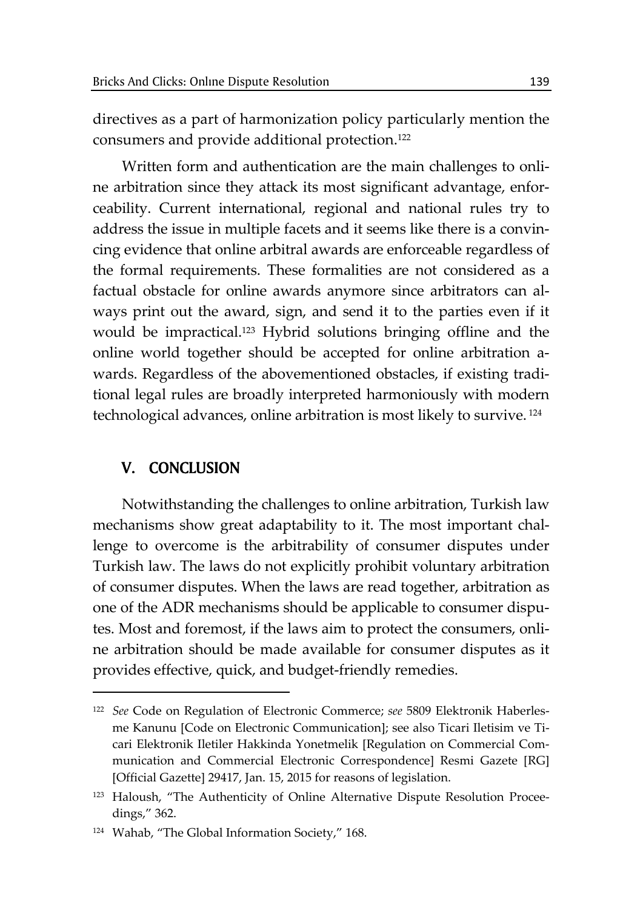directives as a part of harmonization policy particularly mention the consumers and provide additional protection.[122]

Written form and authentication are the main challenges to online arbitration since they attack its most significant advantage, enforceability. Current international, regional and national rules try to address the issue in multiple facets and it seems like there is a convincing evidence that online arbitral awards are enforceable regardless of the formal requirements. These formalities are not considered as a factual obstacle for online awards anymore since arbitrators can always print out the award, sign, and send it to the parties even if it would be impractical.[123] Hybrid solutions bringing offline and the online world together should be accepted for online arbitration awards. Regardless of the abovementioned obstacles, if existing traditional legal rules are broadly interpreted harmoniously with modern technological advances, online arbitration is most likely to survive.[124]

## V. CONCLUSION

Notwithstanding the challenges to online arbitration, Turkish law mechanisms show great adaptability to it. The most important challenge to overcome is the arbitrability of consumer disputes under Turkish law. The laws do not explicitly prohibit voluntary arbitration of consumer disputes. When the laws are read together, arbitration as one of the ADR mechanisms should be applicable to consumer disputes. Most and foremost, if the laws aim to protect the consumers, online arbitration should be made available for consumer disputes as it provides effective, quick, and budget-friendly remedies.

---

[122] *See* Code on Regulation of Electronic Commerce; *see* 5809 Elektronik Haberlesme Kanunu [Code on Electronic Communication]; see also Ticari Iletisim ve Ticari Elektronik Iletiler Hakkinda Yonetmelik [Regulation on Commercial Communication and Commercial Electronic Correspondence] Resmi Gazete [RG] [Official Gazette] 29417, Jan. 15, 2015 for reasons of legislation.

[123] Haloush, "The Authenticity of Online Alternative Dispute Resolution Proceedings," 362.

[124] Wahab, "The Global Information Society," 168.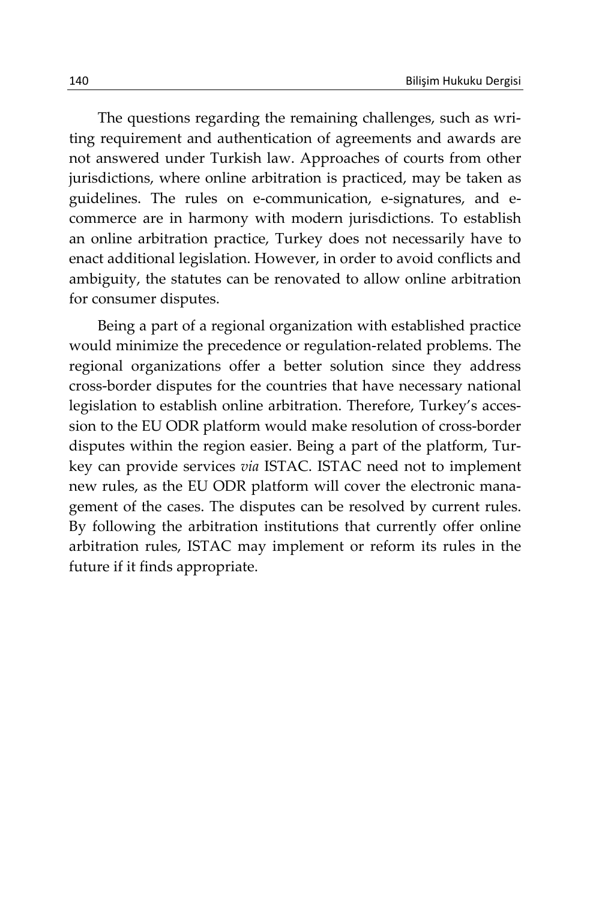The questions regarding the remaining challenges, such as writing requirement and authentication of agreements and awards are not answered under Turkish law. Approaches of courts from other jurisdictions, where online arbitration is practiced, may be taken as guidelines. The rules on e-communication, e-signatures, and e-commerce are in harmony with modern jurisdictions. To establish an online arbitration practice, Turkey does not necessarily have to enact additional legislation. However, in order to avoid conflicts and ambiguity, the statutes can be renovated to allow online arbitration for consumer disputes.

Being a part of a regional organization with established practice would minimize the precedence or regulation-related problems. The regional organizations offer a better solution since they address cross-border disputes for the countries that have necessary national legislation to establish online arbitration. Therefore, Turkey's accession to the EU ODR platform would make resolution of cross-border disputes within the region easier. Being a part of the platform, Turkey can provide services *via* ISTAC. ISTAC need not to implement new rules, as the EU ODR platform will cover the electronic management of the cases. The disputes can be resolved by current rules. By following the arbitration institutions that currently offer online arbitration rules, ISTAC may implement or reform its rules in the future if it finds appropriate.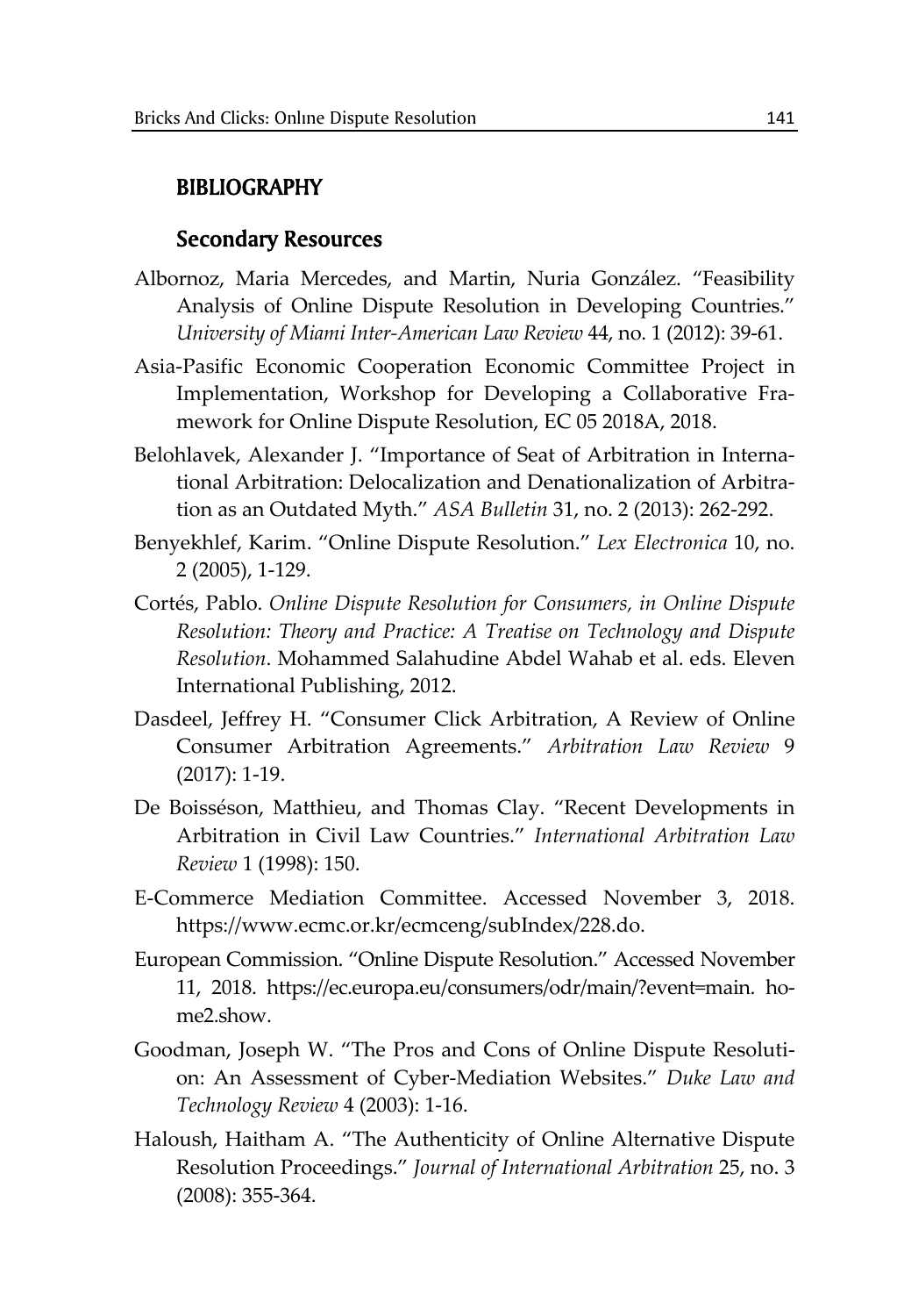## BIBLIOGRAPHY

### Secondary Resources

Albornoz, Maria Mercedes, and Martin, Nuria González. "Feasibility Analysis of Online Dispute Resolution in Developing Countries." *University of Miami Inter-American Law Review* 44, no. 1 (2012): 39-61.

Asia-Pasific Economic Cooperation Economic Committee Project in Implementation, Workshop for Developing a Collaborative Framework for Online Dispute Resolution, EC 05 2018A, 2018.

Belohlavek, Alexander J. "Importance of Seat of Arbitration in International Arbitration: Delocalization and Denationalization of Arbitration as an Outdated Myth." *ASA Bulletin* 31, no. 2 (2013): 262-292.

Benyekhlef, Karim. "Online Dispute Resolution." *Lex Electronica* 10, no. 2 (2005), 1-129.

Cortés, Pablo. *Online Dispute Resolution for Consumers, in Online Dispute Resolution: Theory and Practice: A Treatise on Technology and Dispute Resolution*. Mohammed Salahudine Abdel Wahab et al. eds. Eleven International Publishing, 2012.

Dasdeel, Jeffrey H. "Consumer Click Arbitration, A Review of Online Consumer Arbitration Agreements." *Arbitration Law Review* 9 (2017): 1-19.

De Boisséson, Matthieu, and Thomas Clay. "Recent Developments in Arbitration in Civil Law Countries." *International Arbitration Law Review* 1 (1998): 150.

E-Commerce Mediation Committee. Accessed November 3, 2018. https://www.ecmc.or.kr/ecmceng/subIndex/228.do.

European Commission. "Online Dispute Resolution." Accessed November 11, 2018. https://ec.europa.eu/consumers/odr/main/?event=main.home2.show.

Goodman, Joseph W. "The Pros and Cons of Online Dispute Resolution: An Assessment of Cyber-Mediation Websites." *Duke Law and Technology Review* 4 (2003): 1-16.

Haloush, Haitham A. "The Authenticity of Online Alternative Dispute Resolution Proceedings." *Journal of International Arbitration* 25, no. 3 (2008): 355-364.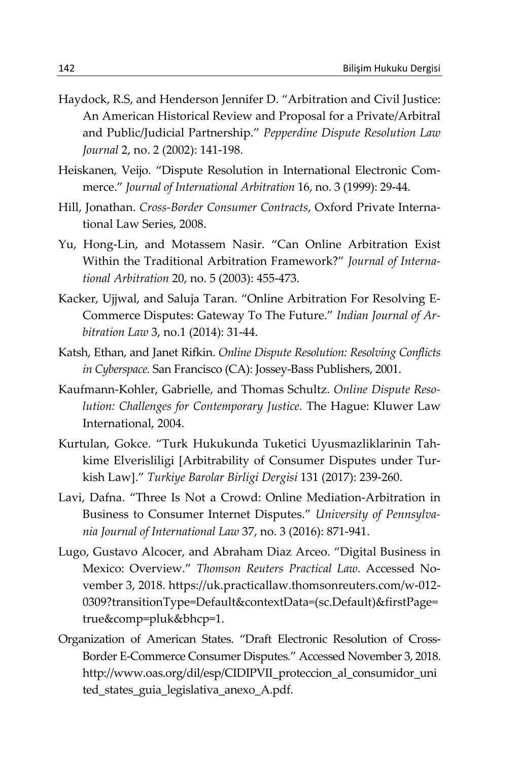Haydock, R.S, and Henderson Jennifer D. "Arbitration and Civil Justice: An American Historical Review and Proposal for a Private/Arbitral and Public/Judicial Partnership." *Pepperdine Dispute Resolution Law Journal* 2, no. 2 (2002): 141-198.

Heiskanen, Veijo. "Dispute Resolution in International Electronic Commerce." *Journal of International Arbitration* 16, no. 3 (1999): 29-44.

Hill, Jonathan. *Cross-Border Consumer Contracts*, Oxford Private International Law Series, 2008.

Yu, Hong-Lin, and Motassem Nasir. "Can Online Arbitration Exist Within the Traditional Arbitration Framework?" *Journal of International Arbitration* 20, no. 5 (2003): 455-473.

Kacker, Ujjwal, and Saluja Taran. "Online Arbitration For Resolving E-Commerce Disputes: Gateway To The Future." *Indian Journal of Arbitration Law* 3, no.1 (2014): 31-44.

Katsh, Ethan, and Janet Rifkin. *Online Dispute Resolution: Resolving Conflicts in Cyberspace.* San Francisco (CA): Jossey-Bass Publishers, 2001.

Kaufmann-Kohler, Gabrielle, and Thomas Schultz. *Online Dispute Resolution: Challenges for Contemporary Justice.* The Hague: Kluwer Law International, 2004.

Kurtulan, Gokce. "Turk Hukukunda Tuketici Uyusmazliklarinin Tahkime Elverisliligi [Arbitrability of Consumer Disputes under Turkish Law]." *Turkiye Barolar Birligi Dergisi* 131 (2017): 239-260.

Lavi, Dafna. "Three Is Not a Crowd: Online Mediation-Arbitration in Business to Consumer Internet Disputes." *University of Pennsylvania Journal of International Law* 37, no. 3 (2016): 871-941.

Lugo, Gustavo Alcocer, and Abraham Diaz Arceo. "Digital Business in Mexico: Overview." *Thomson Reuters Practical Law.* Accessed November 3, 2018. https://uk.practicallaw.thomsonreuters.com/w-012-0309?transitionType=Default&contextData=(sc.Default)&firstPage=true&comp=pluk&bhcp=1.

Organization of American States. "Draft Electronic Resolution of Cross-Border E-Commerce Consumer Disputes." Accessed November 3, 2018. http://www.oas.org/dil/esp/CIDIPVII_proteccion_al_consumidor_united_states_guia_legislativa_anexo_A.pdf.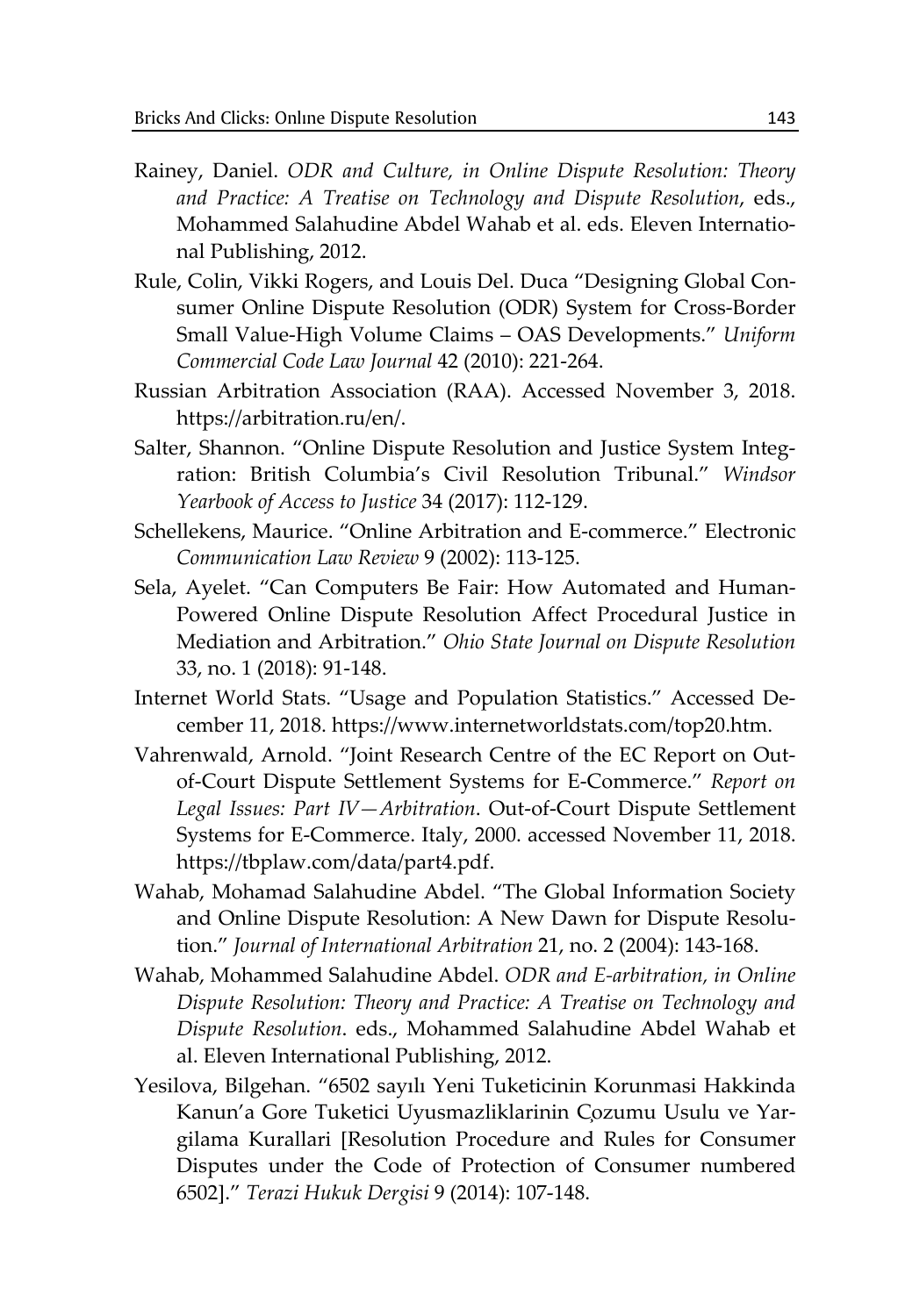Rainey, Daniel. *ODR and Culture, in Online Dispute Resolution: Theory and Practice: A Treatise on Technology and Dispute Resolution*, eds., Mohammed Salahudine Abdel Wahab et al. eds. Eleven International Publishing, 2012.

Rule, Colin, Vikki Rogers, and Louis Del. Duca "Designing Global Consumer Online Dispute Resolution (ODR) System for Cross-Border Small Value-High Volume Claims – OAS Developments." *Uniform Commercial Code Law Journal* 42 (2010): 221-264.

Russian Arbitration Association (RAA). Accessed November 3, 2018. https://arbitration.ru/en/.

Salter, Shannon. "Online Dispute Resolution and Justice System Integration: British Columbia's Civil Resolution Tribunal." *Windsor Yearbook of Access to Justice* 34 (2017): 112-129.

Schellekens, Maurice. "Online Arbitration and E-commerce." Electronic *Communication Law Review* 9 (2002): 113-125.

Sela, Ayelet. "Can Computers Be Fair: How Automated and Human-Powered Online Dispute Resolution Affect Procedural Justice in Mediation and Arbitration." *Ohio State Journal on Dispute Resolution* 33, no. 1 (2018): 91-148.

Internet World Stats. "Usage and Population Statistics." Accessed December 11, 2018. https://www.internetworldstats.com/top20.htm.

Vahrenwald, Arnold. "Joint Research Centre of the EC Report on Out-of-Court Dispute Settlement Systems for E-Commerce." *Report on Legal Issues: Part IV—Arbitration*. Out-of-Court Dispute Settlement Systems for E-Commerce. Italy, 2000. accessed November 11, 2018. https://tbplaw.com/data/part4.pdf.

Wahab, Mohamad Salahudine Abdel. "The Global Information Society and Online Dispute Resolution: A New Dawn for Dispute Resolution." *Journal of International Arbitration* 21, no. 2 (2004): 143-168.

Wahab, Mohammed Salahudine Abdel. *ODR and E-arbitration, in Online Dispute Resolution: Theory and Practice: A Treatise on Technology and Dispute Resolution*. eds., Mohammed Salahudine Abdel Wahab et al. Eleven International Publishing, 2012.

Yesilova, Bilgehan. "6502 sayılı Yeni Tuketicinin Korunmasi Hakkinda Kanun'a Gore Tuketici Uyusmazliklarinin Çozumu Usulu ve Yargilama Kurallari [Resolution Procedure and Rules for Consumer Disputes under the Code of Protection of Consumer numbered 6502]." *Terazi Hukuk Dergisi* 9 (2014): 107-148.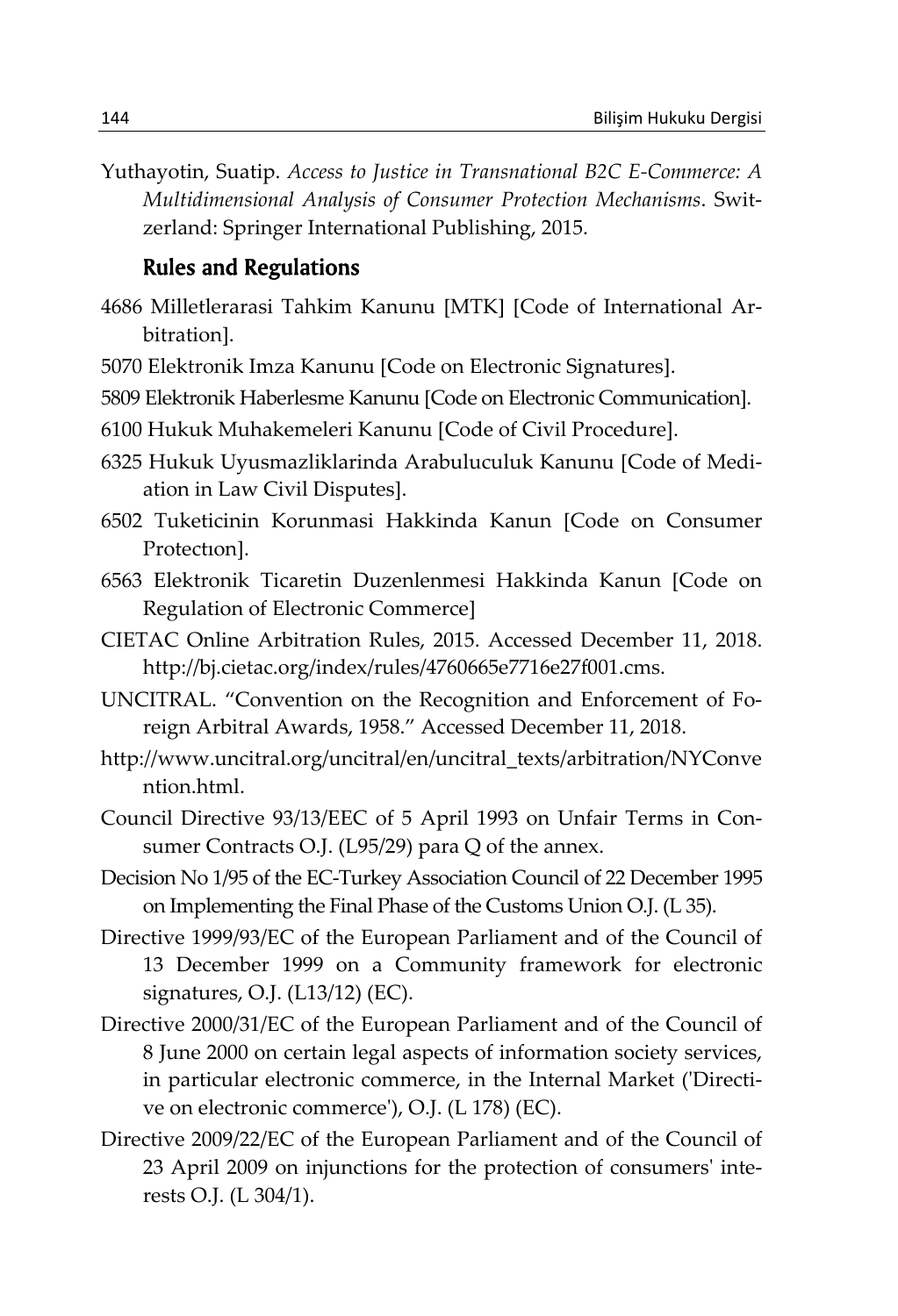Yuthayotin, Suatip. *Access to Justice in Transnational B2C E-Commerce: A Multidimensional Analysis of Consumer Protection Mechanisms*. Switzerland: Springer International Publishing, 2015.

### Rules and Regulations

4686 Milletlerarasi Tahkim Kanunu [MTK] [Code of International Arbitration].

5070 Elektronik Imza Kanunu [Code on Electronic Signatures].

5809 Elektronik Haberlesme Kanunu [Code on Electronic Communication].

6100 Hukuk Muhakemeleri Kanunu [Code of Civil Procedure].

6325 Hukuk Uyusmazliklarinda Arabuluculuk Kanunu [Code of Mediation in Law Civil Disputes].

6502 Tuketicinin Korunmasi Hakkinda Kanun [Code on Consumer Protectıon].

6563 Elektronik Ticaretin Duzenlenmesi Hakkinda Kanun [Code on Regulation of Electronic Commerce]

CIETAC Online Arbitration Rules, 2015. Accessed December 11, 2018. http://bj.cietac.org/index/rules/4760665e7716e27f001.cms.

UNCITRAL. "Convention on the Recognition and Enforcement of Foreign Arbitral Awards, 1958." Accessed December 11, 2018.

http://www.uncitral.org/uncitral/en/uncitral_texts/arbitration/NYConvention.html.

Council Directive 93/13/EEC of 5 April 1993 on Unfair Terms in Consumer Contracts O.J. (L95/29) para Q of the annex.

Decision No 1/95 of the EC-Turkey Association Council of 22 December 1995 on Implementing the Final Phase of the Customs Union O.J. (L 35).

Directive 1999/93/EC of the European Parliament and of the Council of 13 December 1999 on a Community framework for electronic signatures, O.J. (L13/12) (EC).

Directive 2000/31/EC of the European Parliament and of the Council of 8 June 2000 on certain legal aspects of information society services, in particular electronic commerce, in the Internal Market ('Directive on electronic commerce'), O.J. (L 178) (EC).

Directive 2009/22/EC of the European Parliament and of the Council of 23 April 2009 on injunctions for the protection of consumers' interests O.J. (L 304/1).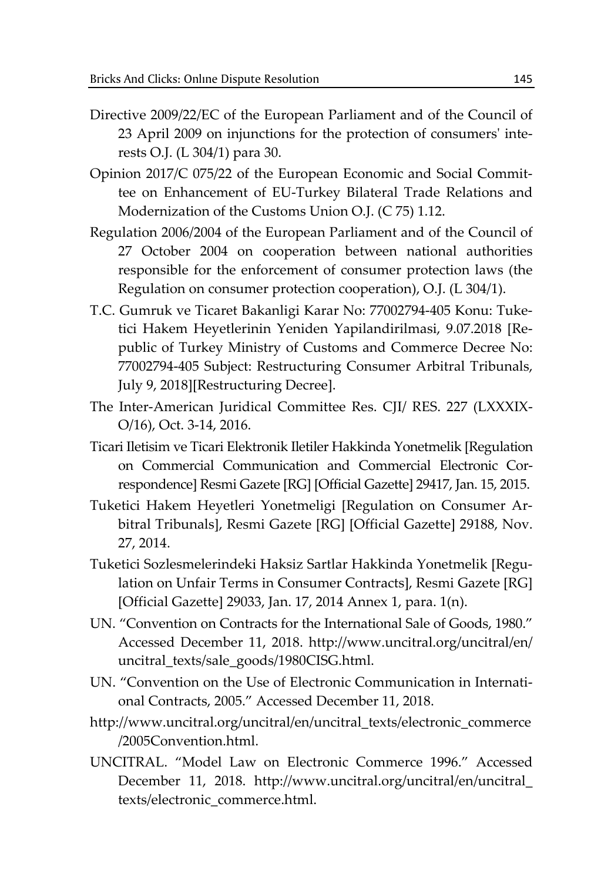Directive 2009/22/EC of the European Parliament and of the Council of 23 April 2009 on injunctions for the protection of consumers' interests O.J. (L 304/1) para 30.

Opinion 2017/C 075/22 of the European Economic and Social Committee on Enhancement of EU-Turkey Bilateral Trade Relations and Modernization of the Customs Union O.J. (C 75) 1.12.

Regulation 2006/2004 of the European Parliament and of the Council of 27 October 2004 on cooperation between national authorities responsible for the enforcement of consumer protection laws (the Regulation on consumer protection cooperation), O.J. (L 304/1).

T.C. Gumruk ve Ticaret Bakanligi Karar No: 77002794-405 Konu: Tuketici Hakem Heyetlerinin Yeniden Yapilandirilmasi, 9.07.2018 [Republic of Turkey Ministry of Customs and Commerce Decree No: 77002794-405 Subject: Restructuring Consumer Arbitral Tribunals, July 9, 2018][Restructuring Decree].

The Inter-American Juridical Committee Res. CJI/ RES. 227 (LXXXIX-O/16), Oct. 3-14, 2016.

Ticari Iletisim ve Ticari Elektronik Iletiler Hakkinda Yonetmelik [Regulation on Commercial Communication and Commercial Electronic Correspondence] Resmi Gazete [RG] [Official Gazette] 29417, Jan. 15, 2015.

Tuketici Hakem Heyetleri Yonetmeligi [Regulation on Consumer Arbitral Tribunals], Resmi Gazete [RG] [Official Gazette] 29188, Nov. 27, 2014.

Tuketici Sozlesmelerindeki Haksiz Sartlar Hakkinda Yonetmelik [Regulation on Unfair Terms in Consumer Contracts], Resmi Gazete [RG] [Official Gazette] 29033, Jan. 17, 2014 Annex 1, para. 1(n).

UN. "Convention on Contracts for the International Sale of Goods, 1980." Accessed December 11, 2018. http://www.uncitral.org/uncitral/en/uncitral_texts/sale_goods/1980CISG.html.

UN. "Convention on the Use of Electronic Communication in International Contracts, 2005." Accessed December 11, 2018.

http://www.uncitral.org/uncitral/en/uncitral_texts/electronic_commerce/2005Convention.html.

UNCITRAL. "Model Law on Electronic Commerce 1996." Accessed December 11, 2018. http://www.uncitral.org/uncitral/en/uncitral_texts/electronic_commerce.html.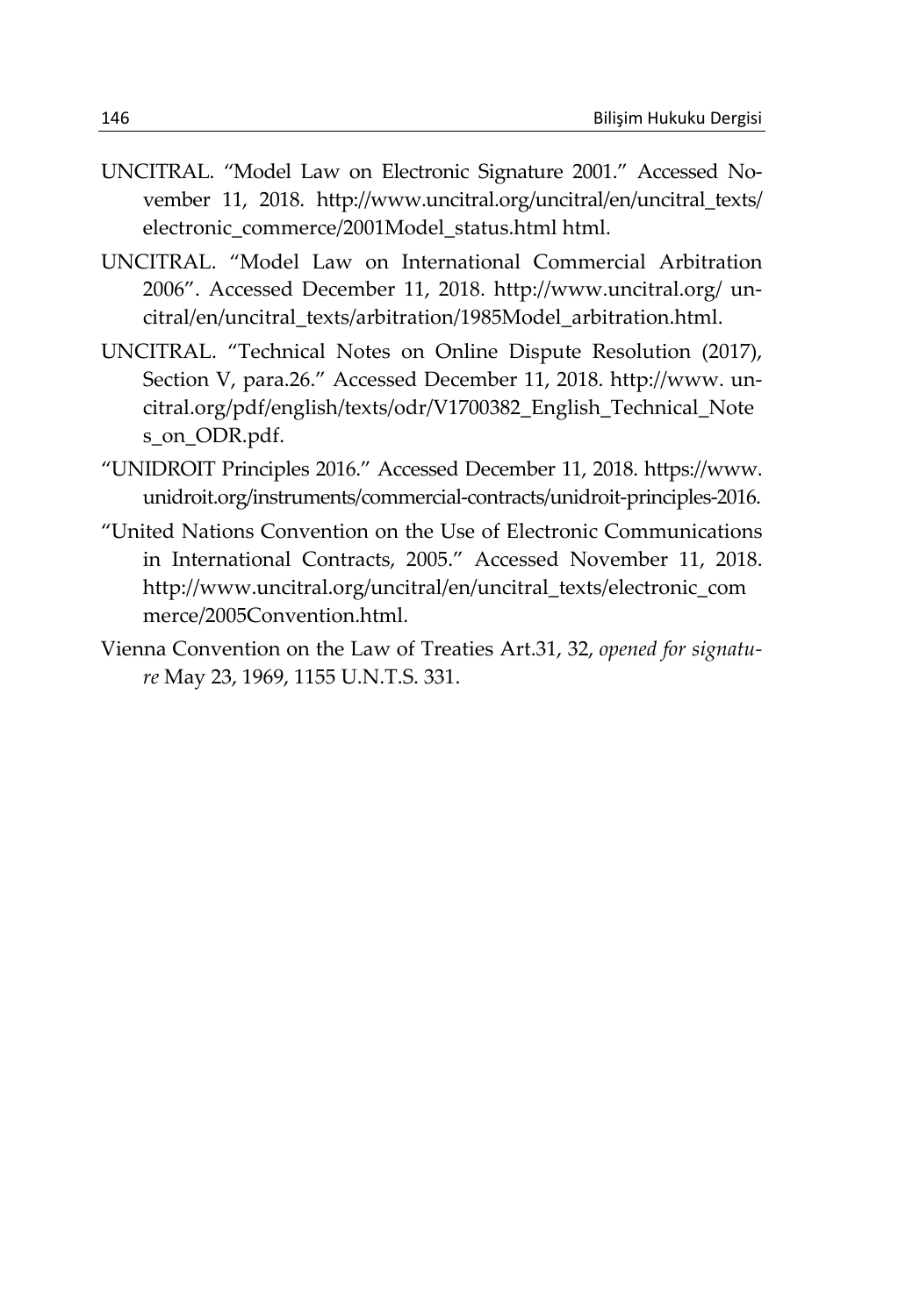UNCITRAL. "Model Law on Electronic Signature 2001." Accessed November 11, 2018. http://www.uncitral.org/uncitral/en/uncitral_texts/electronic_commerce/2001Model_status.html html.

UNCITRAL. "Model Law on International Commercial Arbitration 2006". Accessed December 11, 2018. http://www.uncitral.org/ uncitral/en/uncitral_texts/arbitration/1985Model_arbitration.html.

UNCITRAL. "Technical Notes on Online Dispute Resolution (2017), Section V, para.26." Accessed December 11, 2018. http://www. uncitral.org/pdf/english/texts/odr/V1700382_English_Technical_Notes_on_ODR.pdf.

"UNIDROIT Principles 2016." Accessed December 11, 2018. https://www.unidroit.org/instruments/commercial-contracts/unidroit-principles-2016.

"United Nations Convention on the Use of Electronic Communications in International Contracts, 2005." Accessed November 11, 2018. http://www.uncitral.org/uncitral/en/uncitral_texts/electronic_commerce/2005Convention.html.

Vienna Convention on the Law of Treaties Art.31, 32, *opened for signature* May 23, 1969, 1155 U.N.T.S. 331.